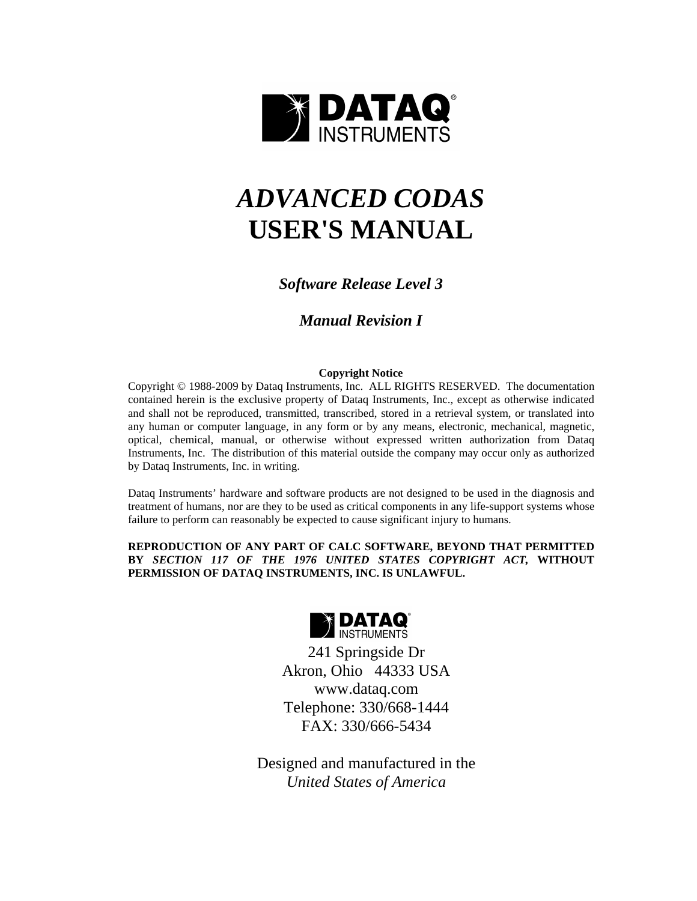DATAQ INSTRUMENTS

# *ADVANCED CODAS*
# USER'S MANUAL

***Software Release Level 3***

***Manual Revision I***

**Copyright Notice**

Copyright © 1988-2009 by Dataq Instruments, Inc. ALL RIGHTS RESERVED. The documentation contained herein is the exclusive property of Dataq Instruments, Inc., except as otherwise indicated and shall not be reproduced, transmitted, transcribed, stored in a retrieval system, or translated into any human or computer language, in any form or by any means, electronic, mechanical, magnetic, optical, chemical, manual, or otherwise without expressed written authorization from Dataq Instruments, Inc. The distribution of this material outside the company may occur only as authorized by Dataq Instruments, Inc. in writing.

Dataq Instruments' hardware and software products are not designed to be used in the diagnosis and treatment of humans, nor are they to be used as critical components in any life-support systems whose failure to perform can reasonably be expected to cause significant injury to humans.

**REPRODUCTION OF ANY PART OF CALC SOFTWARE, BEYOND THAT PERMITTED BY *SECTION 117 OF THE 1976 UNITED STATES COPYRIGHT ACT,* WITHOUT PERMISSION OF DATAQ INSTRUMENTS, INC. IS UNLAWFUL.**

DATAQ INSTRUMENTS

241 Springside Dr
Akron, Ohio 44333 USA
www.dataq.com
Telephone: 330/668-1444
FAX: 330/666-5434

Designed and manufactured in the
*United States of America*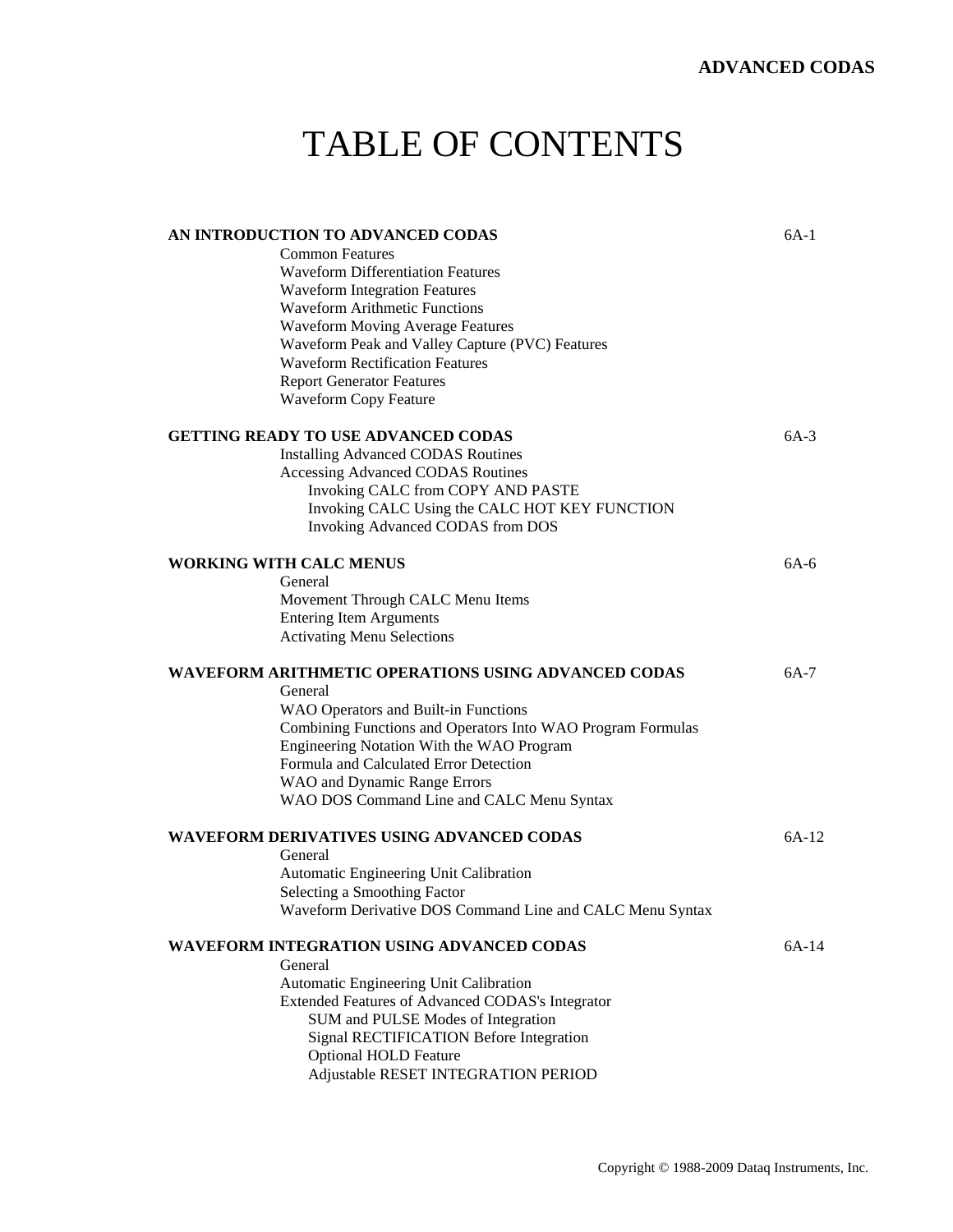# TABLE OF CONTENTS

| | |
|---|---|
| **AN INTRODUCTION TO ADVANCED CODAS** | 6A-1 |
| Common Features | |
| Waveform Differentiation Features | |
| Waveform Integration Features | |
| Waveform Arithmetic Functions | |
| Waveform Moving Average Features | |
| Waveform Peak and Valley Capture (PVC) Features | |
| Waveform Rectification Features | |
| Report Generator Features | |
| Waveform Copy Feature | |
| **GETTING READY TO USE ADVANCED CODAS** | 6A-3 |
| Installing Advanced CODAS Routines | |
| Accessing Advanced CODAS Routines | |
| &nbsp;&nbsp;&nbsp;&nbsp;Invoking CALC from COPY AND PASTE | |
| &nbsp;&nbsp;&nbsp;&nbsp;Invoking CALC Using the CALC HOT KEY FUNCTION | |
| &nbsp;&nbsp;&nbsp;&nbsp;Invoking Advanced CODAS from DOS | |
| **WORKING WITH CALC MENUS** | 6A-6 |
| General | |
| Movement Through CALC Menu Items | |
| Entering Item Arguments | |
| Activating Menu Selections | |
| **WAVEFORM ARITHMETIC OPERATIONS USING ADVANCED CODAS** | 6A-7 |
| General | |
| WAO Operators and Built-in Functions | |
| Combining Functions and Operators Into WAO Program Formulas | |
| Engineering Notation With the WAO Program | |
| Formula and Calculated Error Detection | |
| WAO and Dynamic Range Errors | |
| WAO DOS Command Line and CALC Menu Syntax | |
| **WAVEFORM DERIVATIVES USING ADVANCED CODAS** | 6A-12 |
| General | |
| Automatic Engineering Unit Calibration | |
| Selecting a Smoothing Factor | |
| Waveform Derivative DOS Command Line and CALC Menu Syntax | |
| **WAVEFORM INTEGRATION USING ADVANCED CODAS** | 6A-14 |
| General | |
| Automatic Engineering Unit Calibration | |
| Extended Features of Advanced CODAS's Integrator | |
| &nbsp;&nbsp;&nbsp;&nbsp;SUM and PULSE Modes of Integration | |
| &nbsp;&nbsp;&nbsp;&nbsp;Signal RECTIFICATION Before Integration | |
| &nbsp;&nbsp;&nbsp;&nbsp;Optional HOLD Feature | |
| &nbsp;&nbsp;&nbsp;&nbsp;Adjustable RESET INTEGRATION PERIOD | |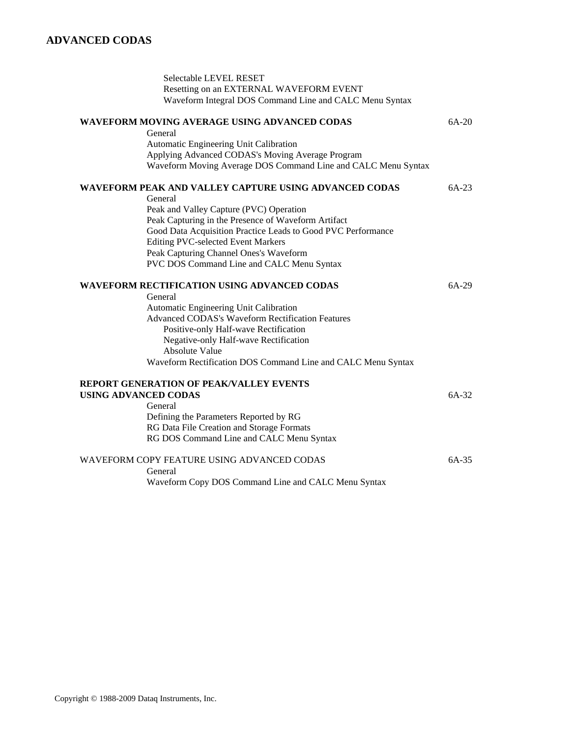Selectable LEVEL RESET
Resetting on an EXTERNAL WAVEFORM EVENT
Waveform Integral DOS Command Line and CALC Menu Syntax

| | |
|---|---|
| **WAVEFORM MOVING AVERAGE USING ADVANCED CODAS** | 6A-20 |
| General | |
| Automatic Engineering Unit Calibration | |
| Applying Advanced CODAS's Moving Average Program | |
| Waveform Moving Average DOS Command Line and CALC Menu Syntax | |
| **WAVEFORM PEAK AND VALLEY CAPTURE USING ADVANCED CODAS** | 6A-23 |
| General | |
| Peak and Valley Capture (PVC) Operation | |
| Peak Capturing in the Presence of Waveform Artifact | |
| Good Data Acquisition Practice Leads to Good PVC Performance | |
| Editing PVC-selected Event Markers | |
| Peak Capturing Channel Ones's Waveform | |
| PVC DOS Command Line and CALC Menu Syntax | |
| **WAVEFORM RECTIFICATION USING ADVANCED CODAS** | 6A-29 |
| General | |
| Automatic Engineering Unit Calibration | |
| Advanced CODAS's Waveform Rectification Features | |
| Positive-only Half-wave Rectification | |
| Negative-only Half-wave Rectification | |
| Absolute Value | |
| Waveform Rectification DOS Command Line and CALC Menu Syntax | |
| **REPORT GENERATION OF PEAK/VALLEY EVENTS USING ADVANCED CODAS** | 6A-32 |
| General | |
| Defining the Parameters Reported by RG | |
| RG Data File Creation and Storage Formats | |
| RG DOS Command Line and CALC Menu Syntax | |
| WAVEFORM COPY FEATURE USING ADVANCED CODAS | 6A-35 |
| General | |
| Waveform Copy DOS Command Line and CALC Menu Syntax | |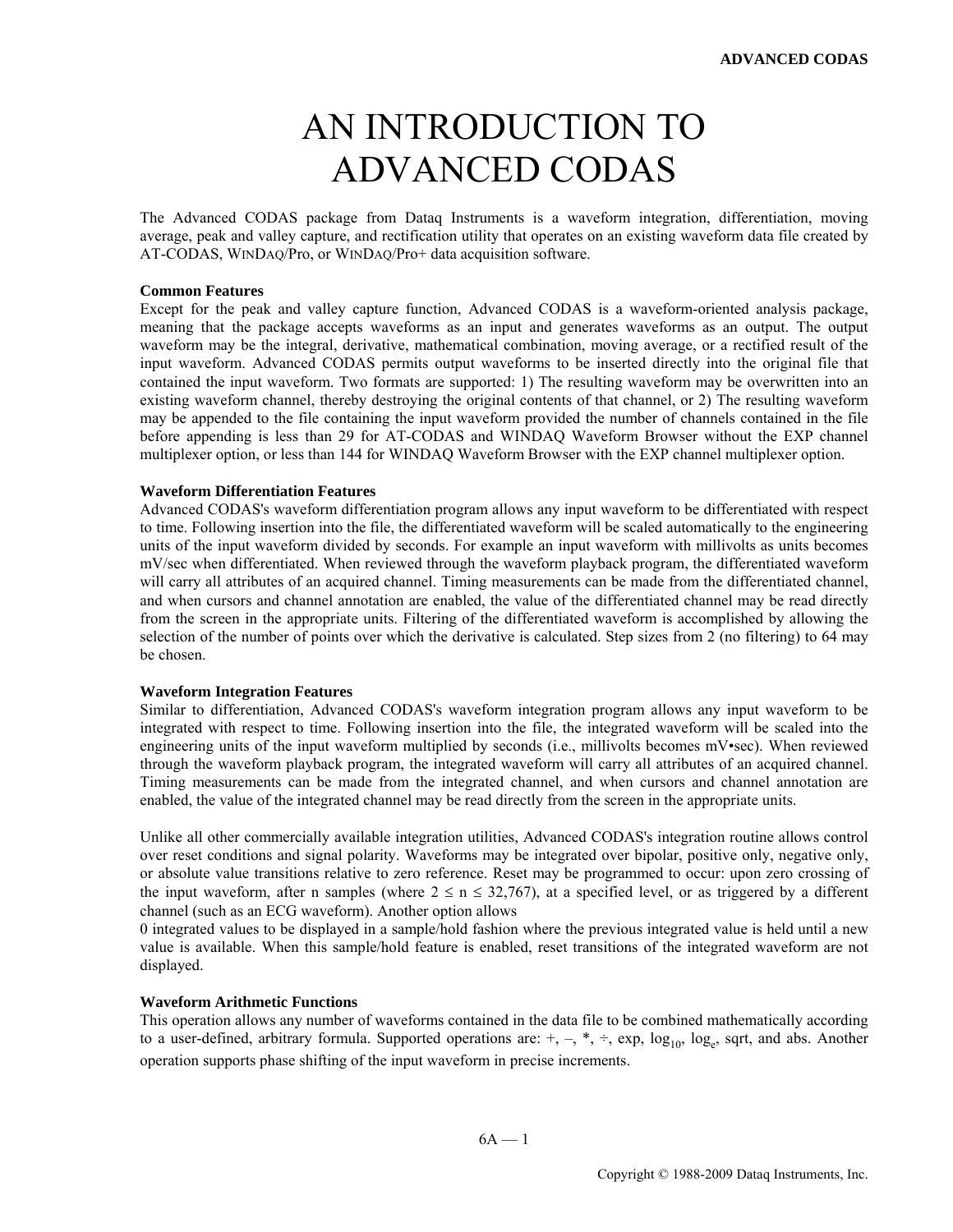# AN INTRODUCTION TO ADVANCED CODAS

The Advanced CODAS package from Dataq Instruments is a waveform integration, differentiation, moving average, peak and valley capture, and rectification utility that operates on an existing waveform data file created by AT-CODAS, WINDAQ/Pro, or WINDAQ/Pro+ data acquisition software.

**Common Features**

Except for the peak and valley capture function, Advanced CODAS is a waveform-oriented analysis package, meaning that the package accepts waveforms as an input and generates waveforms as an output. The output waveform may be the integral, derivative, mathematical combination, moving average, or a rectified result of the input waveform. Advanced CODAS permits output waveforms to be inserted directly into the original file that contained the input waveform. Two formats are supported: 1) The resulting waveform may be overwritten into an existing waveform channel, thereby destroying the original contents of that channel, or 2) The resulting waveform may be appended to the file containing the input waveform provided the number of channels contained in the file before appending is less than 29 for AT-CODAS and WINDAQ Waveform Browser without the EXP channel multiplexer option, or less than 144 for WINDAQ Waveform Browser with the EXP channel multiplexer option.

**Waveform Differentiation Features**

Advanced CODAS's waveform differentiation program allows any input waveform to be differentiated with respect to time. Following insertion into the file, the differentiated waveform will be scaled automatically to the engineering units of the input waveform divided by seconds. For example an input waveform with millivolts as units becomes mV/sec when differentiated. When reviewed through the waveform playback program, the differentiated waveform will carry all attributes of an acquired channel. Timing measurements can be made from the differentiated channel, and when cursors and channel annotation are enabled, the value of the differentiated channel may be read directly from the screen in the appropriate units. Filtering of the differentiated waveform is accomplished by allowing the selection of the number of points over which the derivative is calculated. Step sizes from 2 (no filtering) to 64 may be chosen.

**Waveform Integration Features**

Similar to differentiation, Advanced CODAS's waveform integration program allows any input waveform to be integrated with respect to time. Following insertion into the file, the integrated waveform will be scaled into the engineering units of the input waveform multiplied by seconds (i.e., millivolts becomes mV•sec). When reviewed through the waveform playback program, the integrated waveform will carry all attributes of an acquired channel. Timing measurements can be made from the integrated channel, and when cursors and channel annotation are enabled, the value of the integrated channel may be read directly from the screen in the appropriate units.

Unlike all other commercially available integration utilities, Advanced CODAS's integration routine allows control over reset conditions and signal polarity. Waveforms may be integrated over bipolar, positive only, negative only, or absolute value transitions relative to zero reference. Reset may be programmed to occur: upon zero crossing of the input waveform, after n samples (where $2 \leq n \leq 32{,}767$), at a specified level, or as triggered by a different channel (such as an ECG waveform). Another option allows
0 integrated values to be displayed in a sample/hold fashion where the previous integrated value is held until a new value is available. When this sample/hold feature is enabled, reset transitions of the integrated waveform are not displayed.

**Waveform Arithmetic Functions**

This operation allows any number of waveforms contained in the data file to be combined mathematically according to a user-defined, arbitrary formula. Supported operations are: +, –, *, ÷, exp, $\log_{10}$, $\log_e$, sqrt, and abs. Another operation supports phase shifting of the input waveform in precise increments.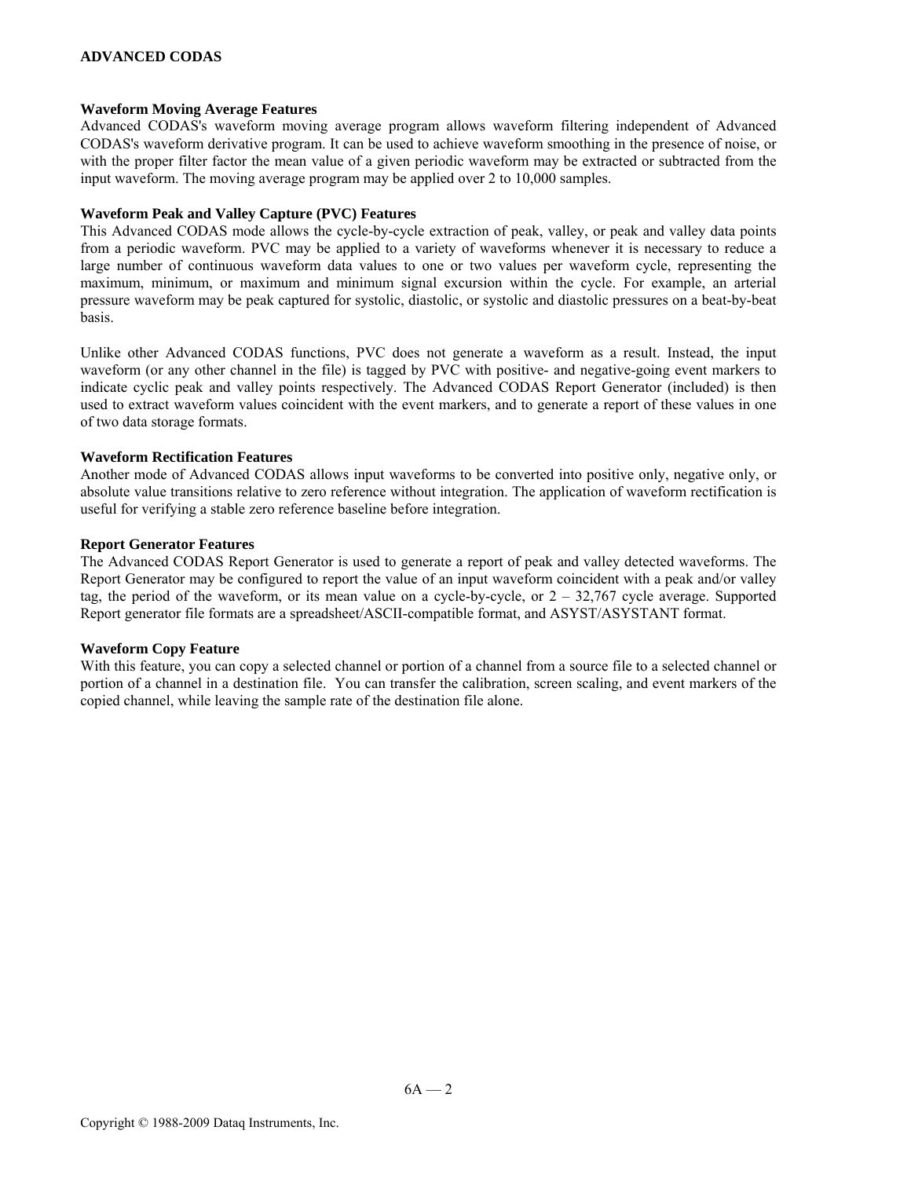### Waveform Moving Average Features

Advanced CODAS's waveform moving average program allows waveform filtering independent of Advanced CODAS's waveform derivative program. It can be used to achieve waveform smoothing in the presence of noise, or with the proper filter factor the mean value of a given periodic waveform may be extracted or subtracted from the input waveform. The moving average program may be applied over 2 to 10,000 samples.

### Waveform Peak and Valley Capture (PVC) Features

This Advanced CODAS mode allows the cycle-by-cycle extraction of peak, valley, or peak and valley data points from a periodic waveform. PVC may be applied to a variety of waveforms whenever it is necessary to reduce a large number of continuous waveform data values to one or two values per waveform cycle, representing the maximum, minimum, or maximum and minimum signal excursion within the cycle. For example, an arterial pressure waveform may be peak captured for systolic, diastolic, or systolic and diastolic pressures on a beat-by-beat basis.

Unlike other Advanced CODAS functions, PVC does not generate a waveform as a result. Instead, the input waveform (or any other channel in the file) is tagged by PVC with positive- and negative-going event markers to indicate cyclic peak and valley points respectively. The Advanced CODAS Report Generator (included) is then used to extract waveform values coincident with the event markers, and to generate a report of these values in one of two data storage formats.

### Waveform Rectification Features

Another mode of Advanced CODAS allows input waveforms to be converted into positive only, negative only, or absolute value transitions relative to zero reference without integration. The application of waveform rectification is useful for verifying a stable zero reference baseline before integration.

### Report Generator Features

The Advanced CODAS Report Generator is used to generate a report of peak and valley detected waveforms. The Report Generator may be configured to report the value of an input waveform coincident with a peak and/or valley tag, the period of the waveform, or its mean value on a cycle-by-cycle, or 2 – 32,767 cycle average. Supported Report generator file formats are a spreadsheet/ASCII-compatible format, and ASYST/ASYSTANT format.

### Waveform Copy Feature

With this feature, you can copy a selected channel or portion of a channel from a source file to a selected channel or portion of a channel in a destination file. You can transfer the calibration, screen scaling, and event markers of the copied channel, while leaving the sample rate of the destination file alone.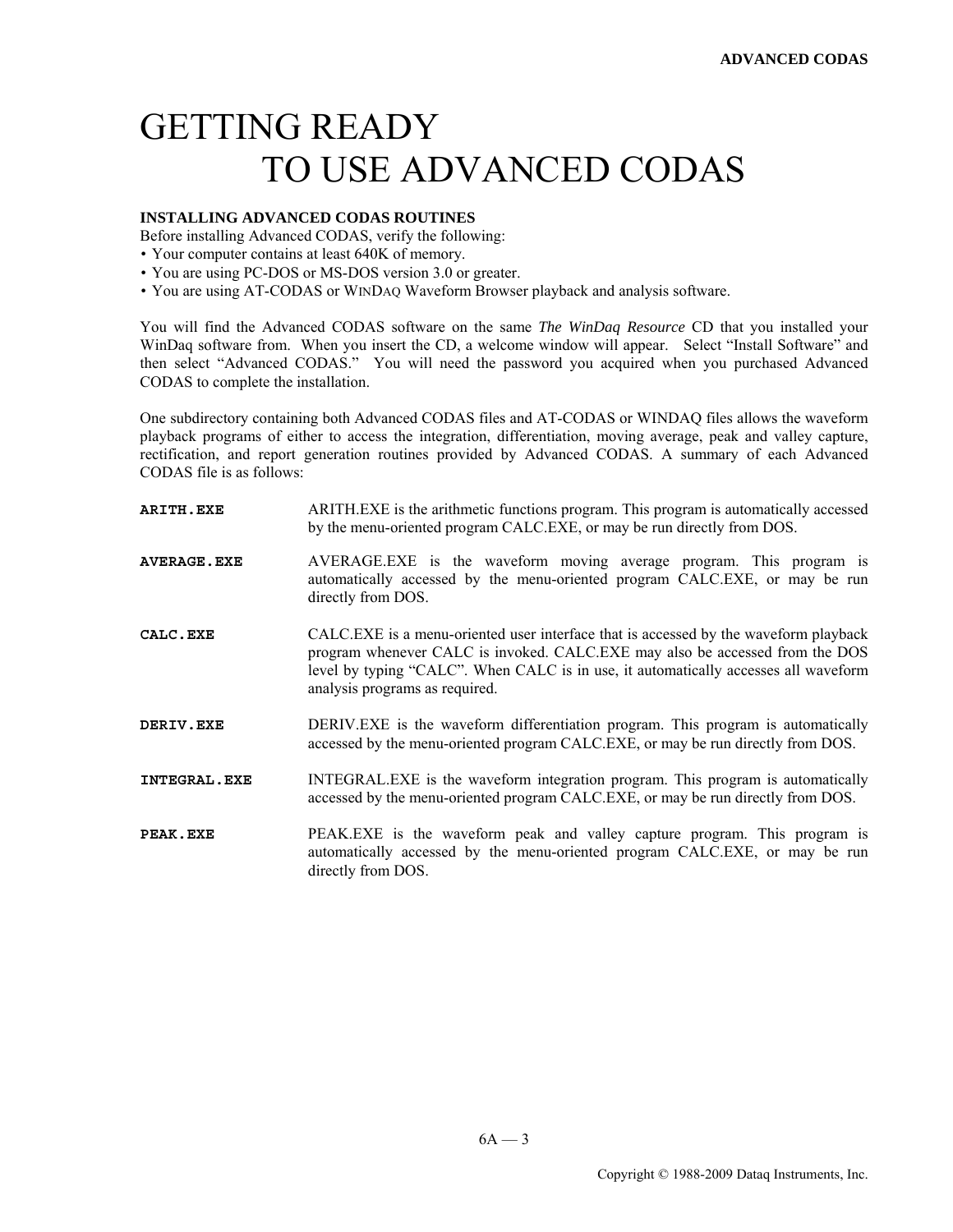# GETTING READY TO USE ADVANCED CODAS

### INSTALLING ADVANCED CODAS ROUTINES

Before installing Advanced CODAS, verify the following:

- Your computer contains at least 640K of memory.
- You are using PC-DOS or MS-DOS version 3.0 or greater.
- You are using AT-CODAS or WINDAQ Waveform Browser playback and analysis software.

You will find the Advanced CODAS software on the same *The WinDaq Resource* CD that you installed your WinDaq software from. When you insert the CD, a welcome window will appear. Select "Install Software" and then select "Advanced CODAS." You will need the password you acquired when you purchased Advanced CODAS to complete the installation.

One subdirectory containing both Advanced CODAS files and AT-CODAS or WINDAQ files allows the waveform playback programs of either to access the integration, differentiation, moving average, peak and valley capture, rectification, and report generation routines provided by Advanced CODAS. A summary of each Advanced CODAS file is as follows:

**ARITH.EXE** — ARITH.EXE is the arithmetic functions program. This program is automatically accessed by the menu-oriented program CALC.EXE, or may be run directly from DOS.

**AVERAGE.EXE** — AVERAGE.EXE is the waveform moving average program. This program is automatically accessed by the menu-oriented program CALC.EXE, or may be run directly from DOS.

**CALC.EXE** — CALC.EXE is a menu-oriented user interface that is accessed by the waveform playback program whenever CALC is invoked. CALC.EXE may also be accessed from the DOS level by typing "CALC". When CALC is in use, it automatically accesses all waveform analysis programs as required.

**DERIV.EXE** — DERIV.EXE is the waveform differentiation program. This program is automatically accessed by the menu-oriented program CALC.EXE, or may be run directly from DOS.

**INTEGRAL.EXE** — INTEGRAL.EXE is the waveform integration program. This program is automatically accessed by the menu-oriented program CALC.EXE, or may be run directly from DOS.

**PEAK.EXE** — PEAK.EXE is the waveform peak and valley capture program. This program is automatically accessed by the menu-oriented program CALC.EXE, or may be run directly from DOS.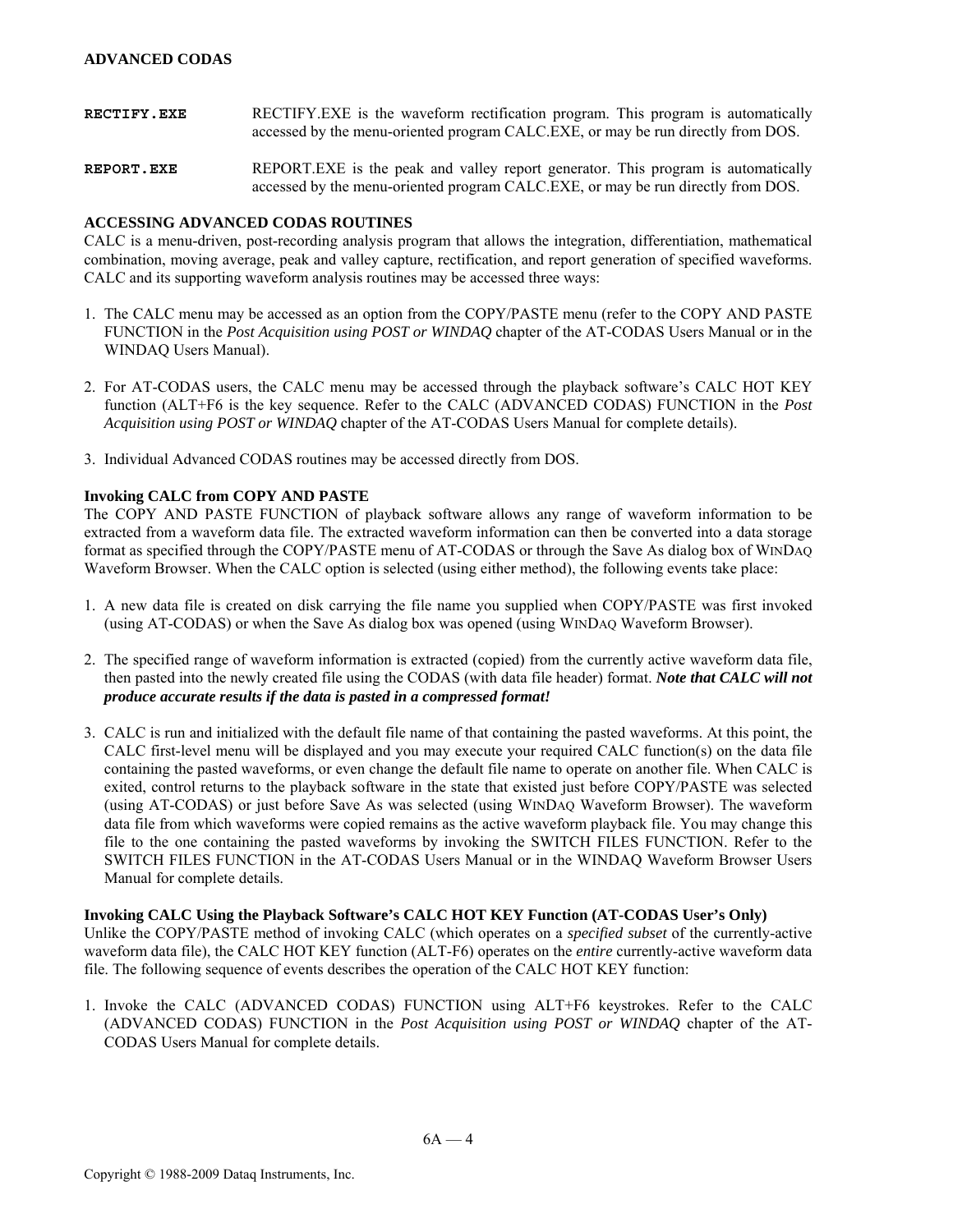**RECTIFY.EXE** RECTIFY.EXE is the waveform rectification program. This program is automatically accessed by the menu-oriented program CALC.EXE, or may be run directly from DOS.

**REPORT.EXE** REPORT.EXE is the peak and valley report generator. This program is automatically accessed by the menu-oriented program CALC.EXE, or may be run directly from DOS.

## ACCESSING ADVANCED CODAS ROUTINES

CALC is a menu-driven, post-recording analysis program that allows the integration, differentiation, mathematical combination, moving average, peak and valley capture, rectification, and report generation of specified waveforms. CALC and its supporting waveform analysis routines may be accessed three ways:

1. The CALC menu may be accessed as an option from the COPY/PASTE menu (refer to the COPY AND PASTE FUNCTION in the *Post Acquisition using POST or WINDAQ* chapter of the AT-CODAS Users Manual or in the WINDAQ Users Manual).

2. For AT-CODAS users, the CALC menu may be accessed through the playback software's CALC HOT KEY function (ALT+F6 is the key sequence. Refer to the CALC (ADVANCED CODAS) FUNCTION in the *Post Acquisition using POST or WINDAQ* chapter of the AT-CODAS Users Manual for complete details).

3. Individual Advanced CODAS routines may be accessed directly from DOS.

### Invoking CALC from COPY AND PASTE

The COPY AND PASTE FUNCTION of playback software allows any range of waveform information to be extracted from a waveform data file. The extracted waveform information can then be converted into a data storage format as specified through the COPY/PASTE menu of AT-CODAS or through the Save As dialog box of WINDAQ Waveform Browser. When the CALC option is selected (using either method), the following events take place:

1. A new data file is created on disk carrying the file name you supplied when COPY/PASTE was first invoked (using AT-CODAS) or when the Save As dialog box was opened (using WINDAQ Waveform Browser).

2. The specified range of waveform information is extracted (copied) from the currently active waveform data file, then pasted into the newly created file using the CODAS (with data file header) format. ***Note that CALC will not produce accurate results if the data is pasted in a compressed format!***

3. CALC is run and initialized with the default file name of that containing the pasted waveforms. At this point, the CALC first-level menu will be displayed and you may execute your required CALC function(s) on the data file containing the pasted waveforms, or even change the default file name to operate on another file. When CALC is exited, control returns to the playback software in the state that existed just before COPY/PASTE was selected (using AT-CODAS) or just before Save As was selected (using WINDAQ Waveform Browser). The waveform data file from which waveforms were copied remains as the active waveform playback file. You may change this file to the one containing the pasted waveforms by invoking the SWITCH FILES FUNCTION. Refer to the SWITCH FILES FUNCTION in the AT-CODAS Users Manual or in the WINDAQ Waveform Browser Users Manual for complete details.

### Invoking CALC Using the Playback Software's CALC HOT KEY Function (AT-CODAS User's Only)

Unlike the COPY/PASTE method of invoking CALC (which operates on a *specified subset* of the currently-active waveform data file), the CALC HOT KEY function (ALT-F6) operates on the *entire* currently-active waveform data file. The following sequence of events describes the operation of the CALC HOT KEY function:

1. Invoke the CALC (ADVANCED CODAS) FUNCTION using ALT+F6 keystrokes. Refer to the CALC (ADVANCED CODAS) FUNCTION in the *Post Acquisition using POST or WINDAQ* chapter of the AT-CODAS Users Manual for complete details.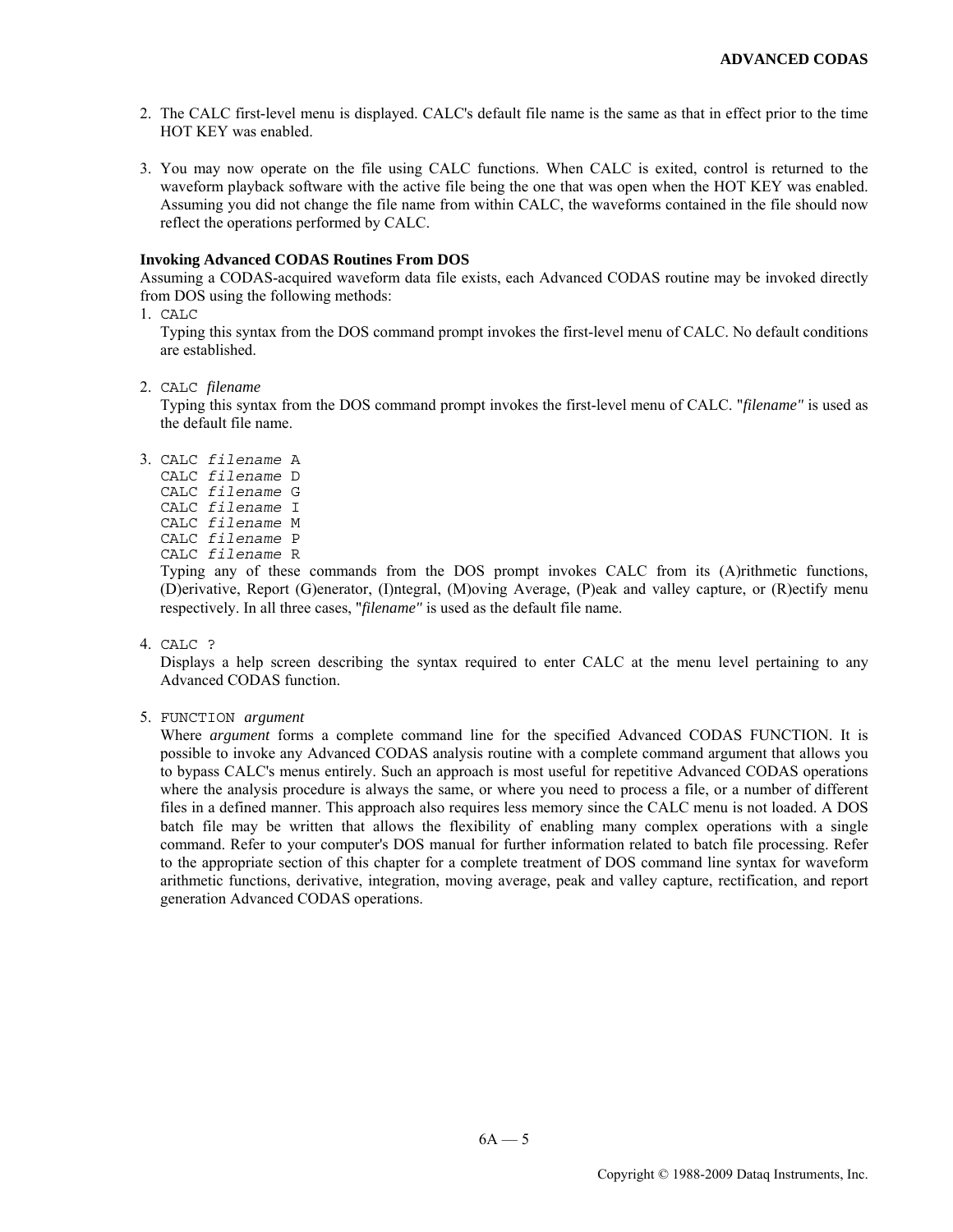2. The CALC first-level menu is displayed. CALC's default file name is the same as that in effect prior to the time HOT KEY was enabled.

3. You may now operate on the file using CALC functions. When CALC is exited, control is returned to the waveform playback software with the active file being the one that was open when the HOT KEY was enabled. Assuming you did not change the file name from within CALC, the waveforms contained in the file should now reflect the operations performed by CALC.

**Invoking Advanced CODAS Routines From DOS**

Assuming a CODAS-acquired waveform data file exists, each Advanced CODAS routine may be invoked directly from DOS using the following methods:

1. `CALC`
   Typing this syntax from the DOS command prompt invokes the first-level menu of CALC. No default conditions are established.

2. `CALC` *filename*
   Typing this syntax from the DOS command prompt invokes the first-level menu of CALC. "*filename"* is used as the default file name.

3. `CALC` *`filename`* `A`
   `CALC` *`filename`* `D`
   `CALC` *`filename`* `G`
   `CALC` *`filename`* `I`
   `CALC` *`filename`* `M`
   `CALC` *`filename`* `P`
   `CALC` *`filename`* `R`
   Typing any of these commands from the DOS prompt invokes CALC from its (A)rithmetic functions, (D)erivative, Report (G)enerator, (I)ntegral, (M)oving Average, (P)eak and valley capture, or (R)ectify menu respectively. In all three cases, "*filename"* is used as the default file name.

4. `CALC ?`
   Displays a help screen describing the syntax required to enter CALC at the menu level pertaining to any Advanced CODAS function.

5. `FUNCTION` *argument*
   Where *argument* forms a complete command line for the specified Advanced CODAS FUNCTION. It is possible to invoke any Advanced CODAS analysis routine with a complete command argument that allows you to bypass CALC's menus entirely. Such an approach is most useful for repetitive Advanced CODAS operations where the analysis procedure is always the same, or where you need to process a file, or a number of different files in a defined manner. This approach also requires less memory since the CALC menu is not loaded. A DOS batch file may be written that allows the flexibility of enabling many complex operations with a single command. Refer to your computer's DOS manual for further information related to batch file processing. Refer to the appropriate section of this chapter for a complete treatment of DOS command line syntax for waveform arithmetic functions, derivative, integration, moving average, peak and valley capture, rectification, and report generation Advanced CODAS operations.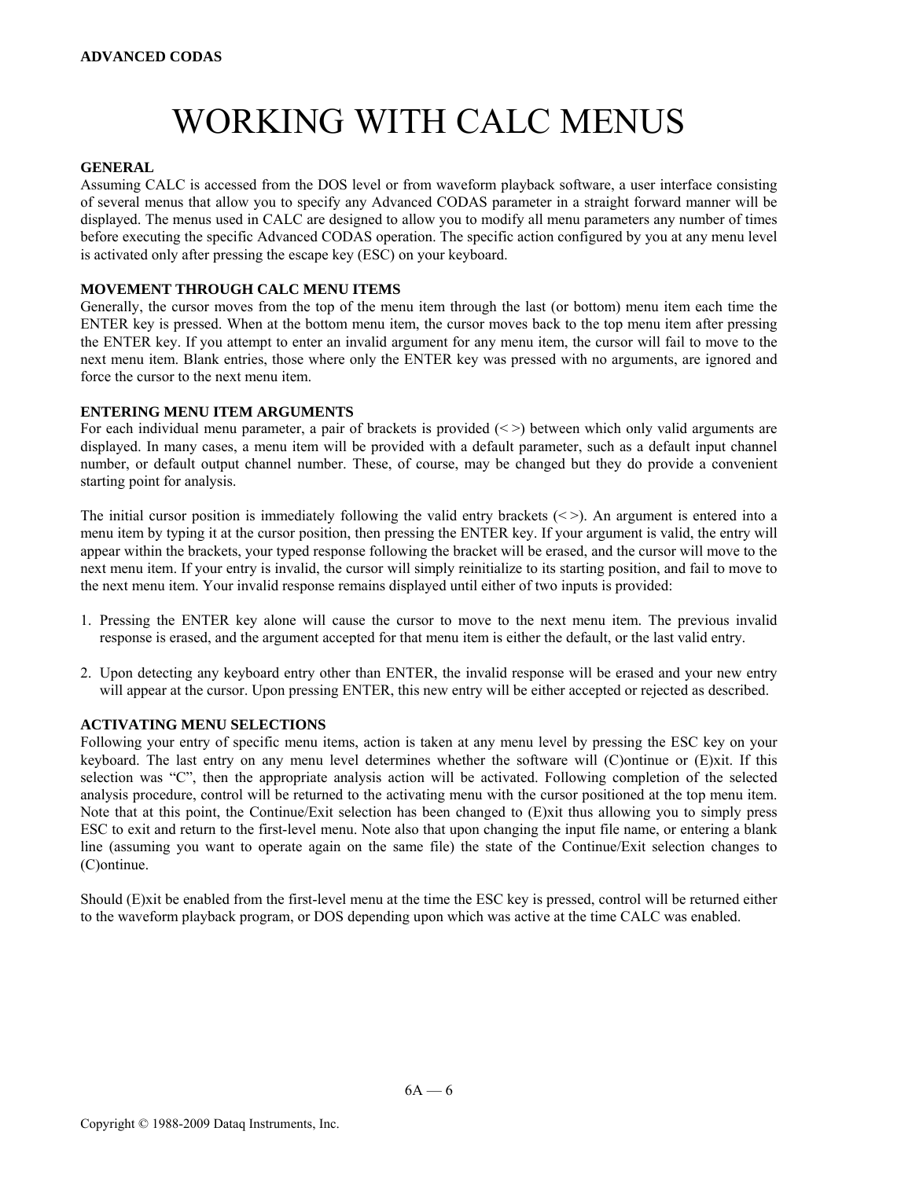# WORKING WITH CALC MENUS

**GENERAL**

Assuming CALC is accessed from the DOS level or from waveform playback software, a user interface consisting of several menus that allow you to specify any Advanced CODAS parameter in a straight forward manner will be displayed. The menus used in CALC are designed to allow you to modify all menu parameters any number of times before executing the specific Advanced CODAS operation. The specific action configured by you at any menu level is activated only after pressing the escape key (ESC) on your keyboard.

**MOVEMENT THROUGH CALC MENU ITEMS**

Generally, the cursor moves from the top of the menu item through the last (or bottom) menu item each time the ENTER key is pressed. When at the bottom menu item, the cursor moves back to the top menu item after pressing the ENTER key. If you attempt to enter an invalid argument for any menu item, the cursor will fail to move to the next menu item. Blank entries, those where only the ENTER key was pressed with no arguments, are ignored and force the cursor to the next menu item.

**ENTERING MENU ITEM ARGUMENTS**

For each individual menu parameter, a pair of brackets is provided (< >) between which only valid arguments are displayed. In many cases, a menu item will be provided with a default parameter, such as a default input channel number, or default output channel number. These, of course, may be changed but they do provide a convenient starting point for analysis.

The initial cursor position is immediately following the valid entry brackets (< >). An argument is entered into a menu item by typing it at the cursor position, then pressing the ENTER key. If your argument is valid, the entry will appear within the brackets, your typed response following the bracket will be erased, and the cursor will move to the next menu item. If your entry is invalid, the cursor will simply reinitialize to its starting position, and fail to move to the next menu item. Your invalid response remains displayed until either of two inputs is provided:

1. Pressing the ENTER key alone will cause the cursor to move to the next menu item. The previous invalid response is erased, and the argument accepted for that menu item is either the default, or the last valid entry.

2. Upon detecting any keyboard entry other than ENTER, the invalid response will be erased and your new entry will appear at the cursor. Upon pressing ENTER, this new entry will be either accepted or rejected as described.

**ACTIVATING MENU SELECTIONS**

Following your entry of specific menu items, action is taken at any menu level by pressing the ESC key on your keyboard. The last entry on any menu level determines whether the software will (C)ontinue or (E)xit. If this selection was "C", then the appropriate analysis action will be activated. Following completion of the selected analysis procedure, control will be returned to the activating menu with the cursor positioned at the top menu item. Note that at this point, the Continue/Exit selection has been changed to (E)xit thus allowing you to simply press ESC to exit and return to the first-level menu. Note also that upon changing the input file name, or entering a blank line (assuming you want to operate again on the same file) the state of the Continue/Exit selection changes to (C)ontinue.

Should (E)xit be enabled from the first-level menu at the time the ESC key is pressed, control will be returned either to the waveform playback program, or DOS depending upon which was active at the time CALC was enabled.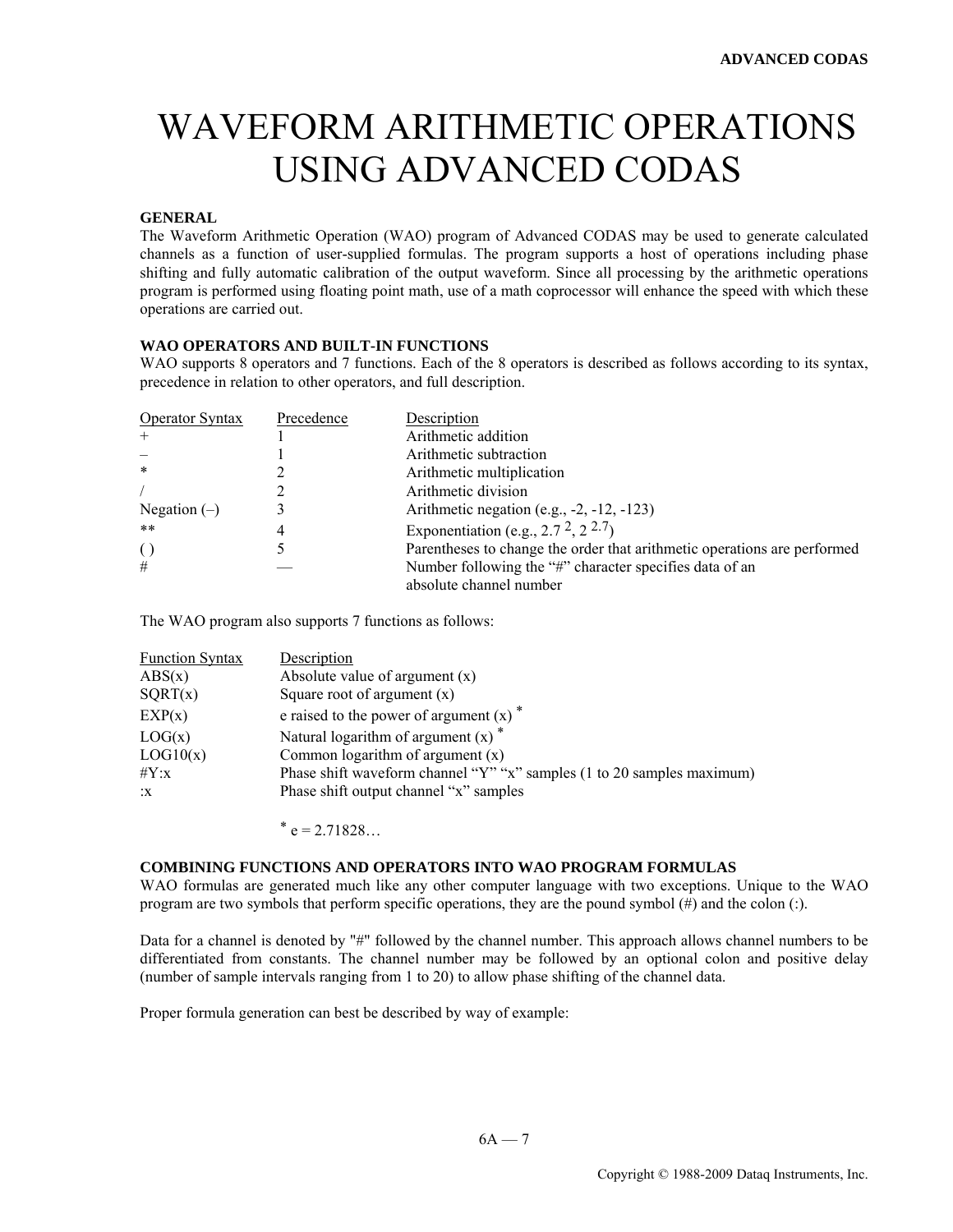# WAVEFORM ARITHMETIC OPERATIONS USING ADVANCED CODAS

### GENERAL

The Waveform Arithmetic Operation (WAO) program of Advanced CODAS may be used to generate calculated channels as a function of user-supplied formulas. The program supports a host of operations including phase shifting and fully automatic calibration of the output waveform. Since all processing by the arithmetic operations program is performed using floating point math, use of a math coprocessor will enhance the speed with which these operations are carried out.

### WAO OPERATORS AND BUILT-IN FUNCTIONS

WAO supports 8 operators and 7 functions. Each of the 8 operators is described as follows according to its syntax, precedence in relation to other operators, and full description.

| Operator Syntax | Precedence | Description |
|---|---|---|
| + | 1 | Arithmetic addition |
| – | 1 | Arithmetic subtraction |
| * | 2 | Arithmetic multiplication |
| / | 2 | Arithmetic division |
| Negation (–) | 3 | Arithmetic negation (e.g., -2, -12, -123) |
| ** | 4 | Exponentiation (e.g., $2.7^{2}$, $2^{2.7}$) |
| ( ) | 5 | Parentheses to change the order that arithmetic operations are performed |
| # | — | Number following the "#" character specifies data of an absolute channel number |

The WAO program also supports 7 functions as follows:

| Function Syntax | Description |
|---|---|
| ABS(x) | Absolute value of argument (x) |
| SQRT(x) | Square root of argument (x) |
| EXP(x) | e raised to the power of argument (x) * |
| LOG(x) | Natural logarithm of argument (x) * |
| LOG10(x) | Common logarithm of argument (x) |
| #Y:x | Phase shift waveform channel "Y" "x" samples (1 to 20 samples maximum) |
| :x | Phase shift output channel "x" samples |

\* e = 2.71828…

### COMBINING FUNCTIONS AND OPERATORS INTO WAO PROGRAM FORMULAS

WAO formulas are generated much like any other computer language with two exceptions. Unique to the WAO program are two symbols that perform specific operations, they are the pound symbol (#) and the colon (:).

Data for a channel is denoted by "#" followed by the channel number. This approach allows channel numbers to be differentiated from constants. The channel number may be followed by an optional colon and positive delay (number of sample intervals ranging from 1 to 20) to allow phase shifting of the channel data.

Proper formula generation can best be described by way of example: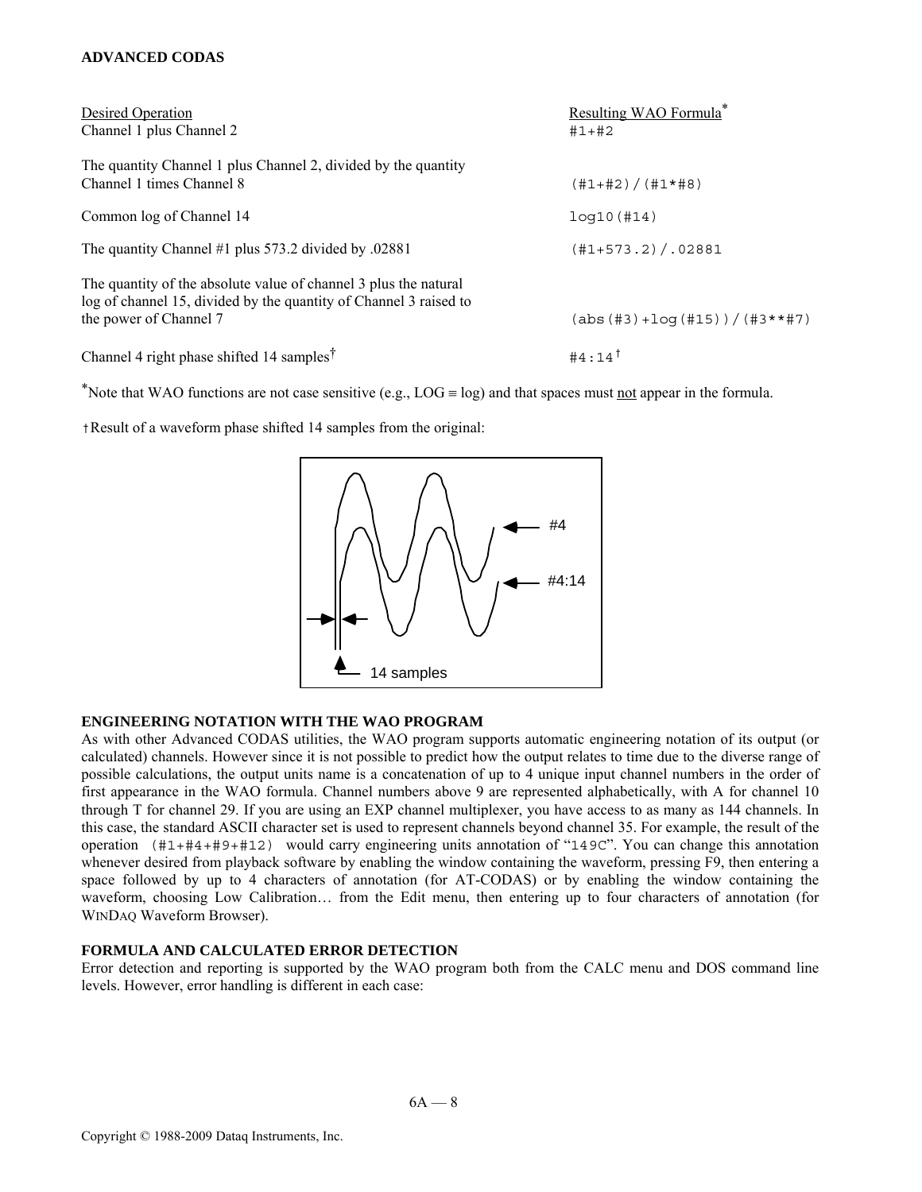| Desired Operation | Resulting WAO Formula* |
| --- | --- |
| Channel 1 plus Channel 2 | `#1+#2` |
| The quantity Channel 1 plus Channel 2, divided by the quantity Channel 1 times Channel 8 | `(#1+#2)/(#1*#8)` |
| Common log of Channel 14 | `log10(#14)` |
| The quantity Channel #1 plus 573.2 divided by .02881 | `(#1+573.2)/.02881` |
| The quantity of the absolute value of channel 3 plus the natural log of channel 15, divided by the quantity of Channel 3 raised to the power of Channel 7 | `(abs(#3)+log(#15))/(#3**#7)` |
| Channel 4 right phase shifted 14 samples† | `#4:14`† |

*Note that WAO functions are not case sensitive (e.g., LOG ≡ log) and that spaces must not appear in the formula.

†Result of a waveform phase shifted 14 samples from the original:

### ENGINEERING NOTATION WITH THE WAO PROGRAM

As with other Advanced CODAS utilities, the WAO program supports automatic engineering notation of its output (or calculated) channels. However since it is not possible to predict how the output relates to time due to the diverse range of possible calculations, the output units name is a concatenation of up to 4 unique input channel numbers in the order of first appearance in the WAO formula. Channel numbers above 9 are represented alphabetically, with A for channel 10 through T for channel 29. If you are using an EXP channel multiplexer, you have access to as many as 144 channels. In this case, the standard ASCII character set is used to represent channels beyond channel 35. For example, the result of the operation `(#1+#4+#9+#12)` would carry engineering units annotation of "`149C`". You can change this annotation whenever desired from playback software by enabling the window containing the waveform, pressing F9, then entering a space followed by up to 4 characters of annotation (for AT-CODAS) or by enabling the window containing the waveform, choosing Low Calibration… from the Edit menu, then entering up to four characters of annotation (for WINDAQ Waveform Browser).

### FORMULA AND CALCULATED ERROR DETECTION

Error detection and reporting is supported by the WAO program both from the CALC menu and DOS command line levels. However, error handling is different in each case: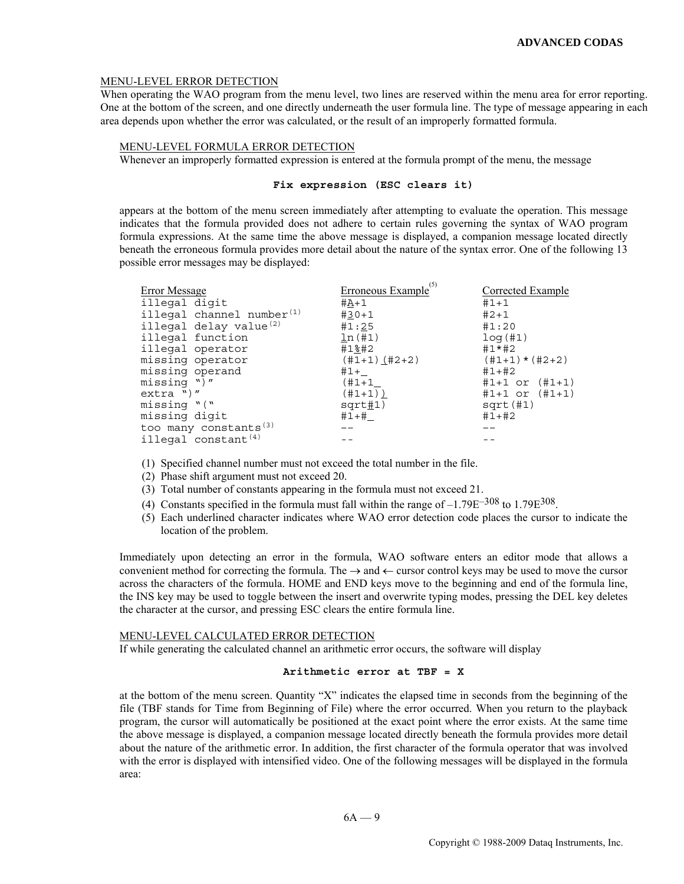## MENU-LEVEL ERROR DETECTION

When operating the WAO program from the menu level, two lines are reserved within the menu area for error reporting. One at the bottom of the screen, and one directly underneath the user formula line. The type of message appearing in each area depends upon whether the error was calculated, or the result of an improperly formatted formula.

### MENU-LEVEL FORMULA ERROR DETECTION

Whenever an improperly formatted expression is entered at the formula prompt of the menu, the message

**`Fix expression (ESC clears it)`**

appears at the bottom of the menu screen immediately after attempting to evaluate the operation. This message indicates that the formula provided does not adhere to certain rules governing the syntax of WAO program formula expressions. At the same time the above message is displayed, a companion message located directly beneath the erroneous formula provides more detail about the nature of the syntax error. One of the following 13 possible error messages may be displayed:

| Error Message | Erroneous Example[5] | Corrected Example |
|---|---|---|
| illegal digit | #A+1 | #1+1 |
| illegal channel number[1] | #30+1 | #2+1 |
| illegal delay value[2] | #1:25 | #1:20 |
| illegal function | ln(#1) | log(#1) |
| illegal operator | #1%#2 | #1*#2 |
| missing operator | (#1+1)(#2+2) | (#1+1)*(#2+2) |
| missing operand | #1+_ | #1+#2 |
| missing ")" | (#1+1_ | #1+1 or (#1+1) |
| extra ")" | (#1+1)) | #1+1 or (#1+1) |
| missing "(" | sqrt#1) | sqrt(#1) |
| missing digit | #1+#_ | #1+#2 |
| too many constants[3] | -- | -- |
| illegal constant[4] | -- | -- |

(1) Specified channel number must not exceed the total number in the file.
(2) Phase shift argument must not exceed 20.
(3) Total number of constants appearing in the formula must not exceed 21.
(4) Constants specified in the formula must fall within the range of $-1.79E^{-308}$ to $1.79E^{308}$.
(5) Each underlined character indicates where WAO error detection code places the cursor to indicate the location of the problem.

Immediately upon detecting an error in the formula, WAO software enters an editor mode that allows a convenient method for correcting the formula. The → and ← cursor control keys may be used to move the cursor across the characters of the formula. HOME and END keys move to the beginning and end of the formula line, the INS key may be used to toggle between the insert and overwrite typing modes, pressing the DEL key deletes the character at the cursor, and pressing ESC clears the entire formula line.

### MENU-LEVEL CALCULATED ERROR DETECTION

If while generating the calculated channel an arithmetic error occurs, the software will display

**`Arithmetic error at TBF = X`**

at the bottom of the menu screen. Quantity "X" indicates the elapsed time in seconds from the beginning of the file (TBF stands for Time from Beginning of File) where the error occurred. When you return to the playback program, the cursor will automatically be positioned at the exact point where the error exists. At the same time the above message is displayed, a companion message located directly beneath the formula provides more detail about the nature of the arithmetic error. In addition, the first character of the formula operator that was involved with the error is displayed with intensified video. One of the following messages will be displayed in the formula area: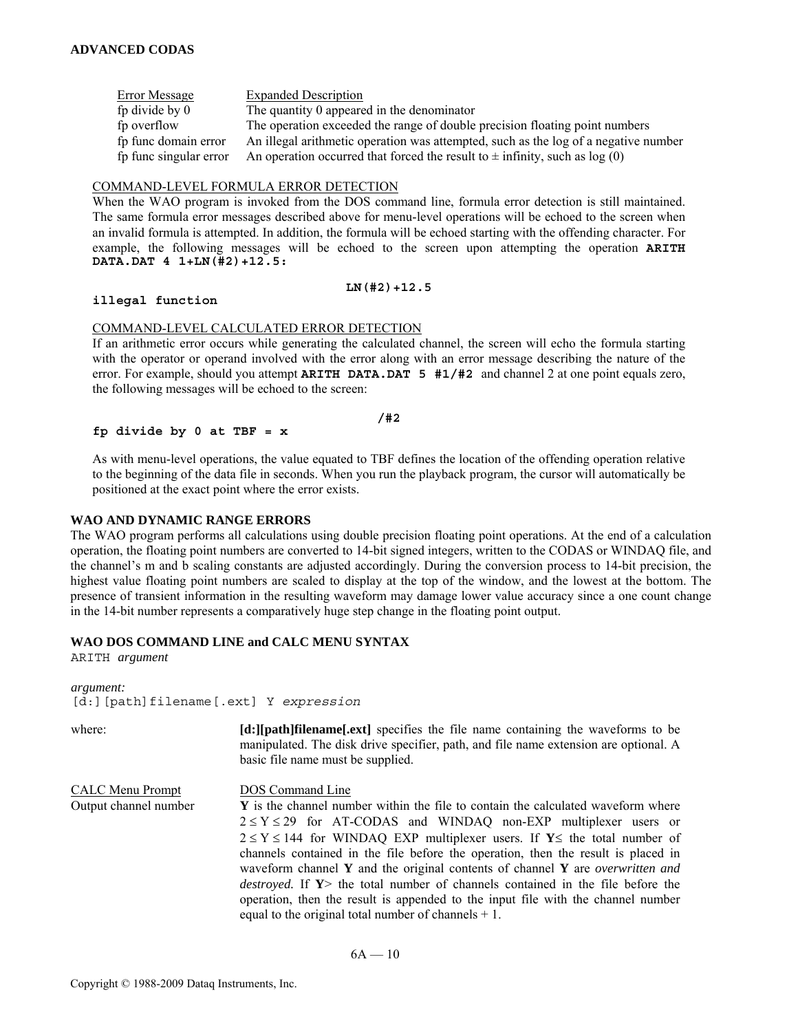| Error Message | Expanded Description |
|---|---|
| fp divide by 0 | The quantity 0 appeared in the denominator |
| fp overflow | The operation exceeded the range of double precision floating point numbers |
| fp func domain error | An illegal arithmetic operation was attempted, such as the log of a negative number |
| fp func singular error | An operation occurred that forced the result to ± infinity, such as log (0) |

COMMAND-LEVEL FORMULA ERROR DETECTION

When the WAO program is invoked from the DOS command line, formula error detection is still maintained. The same formula error messages described above for menu-level operations will be echoed to the screen when an invalid formula is attempted. In addition, the formula will be echoed starting with the offending character. For example, the following messages will be echoed to the screen upon attempting the operation **ARITH DATA.DAT 4 1+LN(#2)+12.5:**

```
                                  LN(#2)+12.5
illegal function
```

COMMAND-LEVEL CALCULATED ERROR DETECTION

If an arithmetic error occurs while generating the calculated channel, the screen will echo the formula starting with the operator or operand involved with the error along with an error message describing the nature of the error. For example, should you attempt **ARITH DATA.DAT 5 #1/#2** and channel 2 at one point equals zero, the following messages will be echoed to the screen:

```
                                       /#2
fp divide by 0 at TBF = x
```

As with menu-level operations, the value equated to TBF defines the location of the offending operation relative to the beginning of the data file in seconds. When you run the playback program, the cursor will automatically be positioned at the exact point where the error exists.

**WAO AND DYNAMIC RANGE ERRORS**

The WAO program performs all calculations using double precision floating point operations. At the end of a calculation operation, the floating point numbers are converted to 14-bit signed integers, written to the CODAS or WINDAQ file, and the channel's m and b scaling constants are adjusted accordingly. During the conversion process to 14-bit precision, the highest value floating point numbers are scaled to display at the top of the window, and the lowest at the bottom. The presence of transient information in the resulting waveform may damage lower value accuracy since a one count change in the 14-bit number represents a comparatively huge step change in the floating point output.

**WAO DOS COMMAND LINE and CALC MENU SYNTAX**

`ARITH` *argument*

*argument:*

`[d:][path]filename[.ext] Y` *`expression`*

where: **[d:][path]filename[.ext]** specifies the file name containing the waveforms to be manipulated. The disk drive specifier, path, and file name extension are optional. A basic file name must be supplied.

| CALC Menu Prompt | DOS Command Line |
|---|---|
| Output channel number | **Y** is the channel number within the file to contain the calculated waveform where 2 ≤ Y ≤ 29 for AT-CODAS and WINDAQ non-EXP multiplexer users or 2 ≤ Y ≤ 144 for WINDAQ EXP multiplexer users. If **Y**≤ the total number of channels contained in the file before the operation, then the result is placed in waveform channel **Y** and the original contents of channel **Y** are *overwritten and destroyed.* If **Y**> the total number of channels contained in the file before the operation, then the result is appended to the input file with the channel number equal to the original total number of channels + 1. |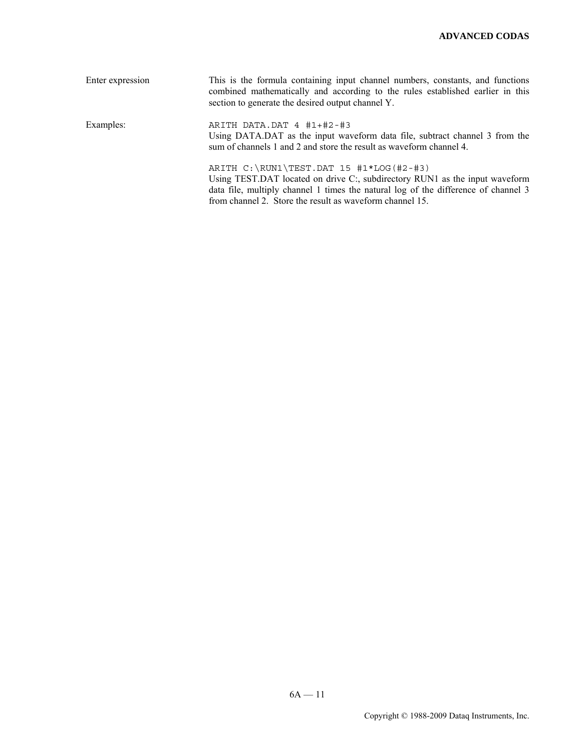**Enter expression**

This is the formula containing input channel numbers, constants, and functions combined mathematically and according to the rules established earlier in this section to generate the desired output channel Y.

**Examples:**

```
ARITH DATA.DAT 4 #1+#2-#3
```

Using DATA.DAT as the input waveform data file, subtract channel 3 from the sum of channels 1 and 2 and store the result as waveform channel 4.

```
ARITH C:\RUN1\TEST.DAT 15 #1*LOG(#2-#3)
```

Using TEST.DAT located on drive C:, subdirectory RUN1 as the input waveform data file, multiply channel 1 times the natural log of the difference of channel 3 from channel 2. Store the result as waveform channel 15.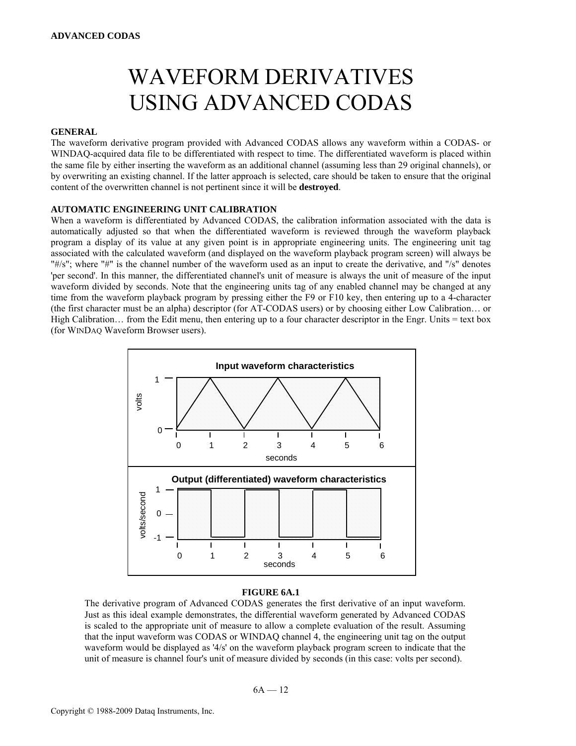# WAVEFORM DERIVATIVES USING ADVANCED CODAS

**GENERAL**

The waveform derivative program provided with Advanced CODAS allows any waveform within a CODAS- or WINDAQ-acquired data file to be differentiated with respect to time. The differentiated waveform is placed within the same file by either inserting the waveform as an additional channel (assuming less than 29 original channels), or by overwriting an existing channel. If the latter approach is selected, care should be taken to ensure that the original content of the overwritten channel is not pertinent since it will be **destroyed**.

**AUTOMATIC ENGINEERING UNIT CALIBRATION**

When a waveform is differentiated by Advanced CODAS, the calibration information associated with the data is automatically adjusted so that when the differentiated waveform is reviewed through the waveform playback program a display of its value at any given point is in appropriate engineering units. The engineering unit tag associated with the calculated waveform (and displayed on the waveform playback program screen) will always be "#/s"; where "#" is the channel number of the waveform used as an input to create the derivative, and "/s" denotes 'per second'. In this manner, the differentiated channel's unit of measure is always the unit of measure of the input waveform divided by seconds. Note that the engineering units tag of any enabled channel may be changed at any time from the waveform playback program by pressing either the F9 or F10 key, then entering up to a 4-character (the first character must be an alpha) descriptor (for AT-CODAS users) or by choosing either Low Calibration… or High Calibration… from the Edit menu, then entering up to a four character descriptor in the Engr. Units = text box (for WINDAQ Waveform Browser users).

Input waveform characteristics

Output (differentiated) waveform characteristics

**FIGURE 6A.1**

The derivative program of Advanced CODAS generates the first derivative of an input waveform. Just as this ideal example demonstrates, the differential waveform generated by Advanced CODAS is scaled to the appropriate unit of measure to allow a complete evaluation of the result. Assuming that the input waveform was CODAS or WINDAQ channel 4, the engineering unit tag on the output waveform would be displayed as '4/s' on the waveform playback program screen to indicate that the unit of measure is channel four's unit of measure divided by seconds (in this case: volts per second).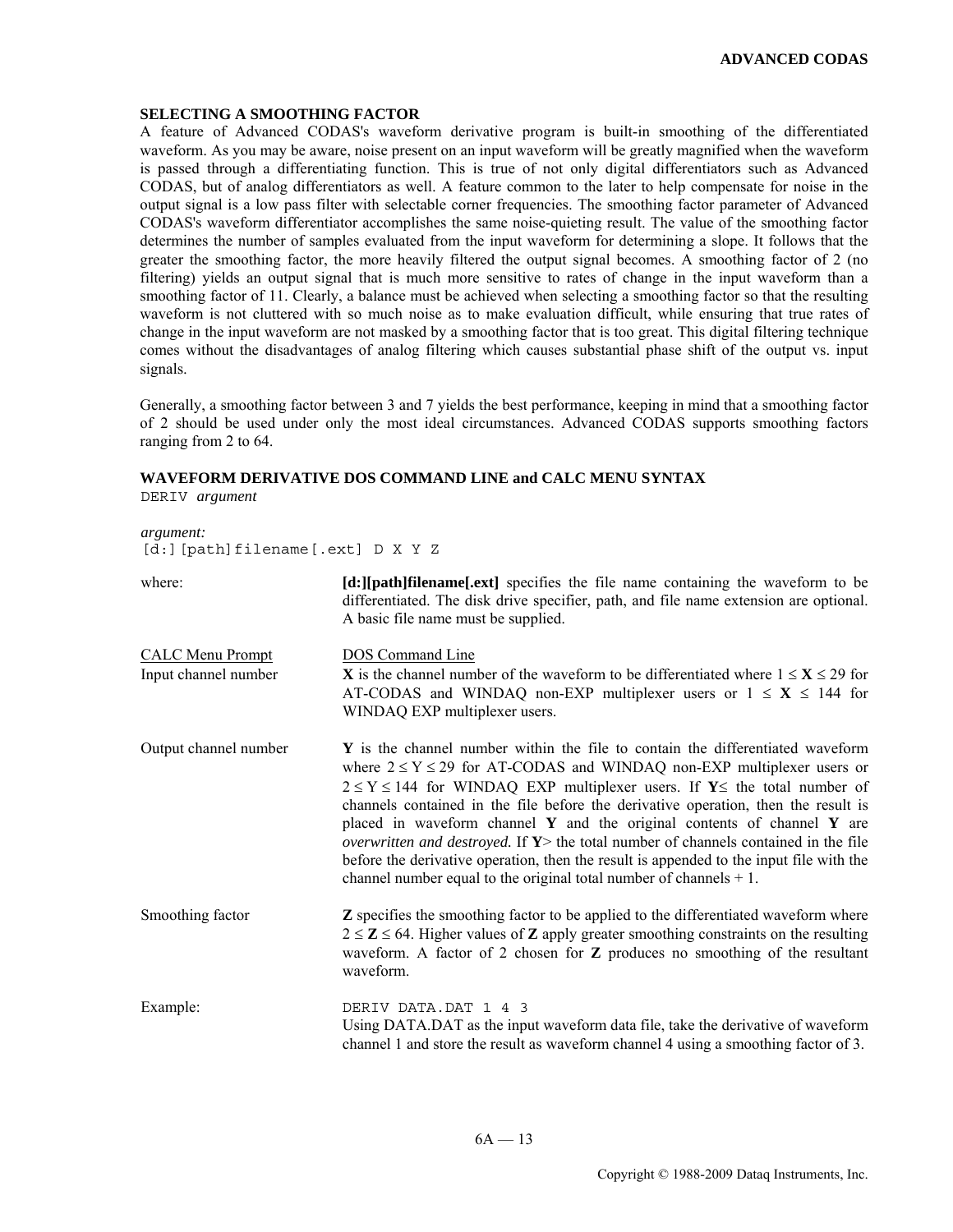### SELECTING A SMOOTHING FACTOR

A feature of Advanced CODAS's waveform derivative program is built-in smoothing of the differentiated waveform. As you may be aware, noise present on an input waveform will be greatly magnified when the waveform is passed through a differentiating function. This is true of not only digital differentiators such as Advanced CODAS, but of analog differentiators as well. A feature common to the later to help compensate for noise in the output signal is a low pass filter with selectable corner frequencies. The smoothing factor parameter of Advanced CODAS's waveform differentiator accomplishes the same noise-quieting result. The value of the smoothing factor determines the number of samples evaluated from the input waveform for determining a slope. It follows that the greater the smoothing factor, the more heavily filtered the output signal becomes. A smoothing factor of 2 (no filtering) yields an output signal that is much more sensitive to rates of change in the input waveform than a smoothing factor of 11. Clearly, a balance must be achieved when selecting a smoothing factor so that the resulting waveform is not cluttered with so much noise as to make evaluation difficult, while ensuring that true rates of change in the input waveform are not masked by a smoothing factor that is too great. This digital filtering technique comes without the disadvantages of analog filtering which causes substantial phase shift of the output vs. input signals.

Generally, a smoothing factor between 3 and 7 yields the best performance, keeping in mind that a smoothing factor of 2 should be used under only the most ideal circumstances. Advanced CODAS supports smoothing factors ranging from 2 to 64.

### WAVEFORM DERIVATIVE DOS COMMAND LINE and CALC MENU SYNTAX

`DERIV` *argument*

*argument:*
`[d:][path]filename[.ext] D X Y Z`

where: **[d:][path]filename[.ext]** specifies the file name containing the waveform to be differentiated. The disk drive specifier, path, and file name extension are optional. A basic file name must be supplied.

| CALC Menu Prompt | DOS Command Line |
|---|---|
| Input channel number | **X** is the channel number of the waveform to be differentiated where $1 \leq \mathbf{X} \leq 29$ for AT-CODAS and WINDAQ non-EXP multiplexer users or $1 \leq \mathbf{X} \leq 144$ for WINDAQ EXP multiplexer users. |
| Output channel number | **Y** is the channel number within the file to contain the differentiated waveform where $2 \leq Y \leq 29$ for AT-CODAS and WINDAQ non-EXP multiplexer users or $2 \leq Y \leq 144$ for WINDAQ EXP multiplexer users. If **Y**≤ the total number of channels contained in the file before the derivative operation, then the result is placed in waveform channel **Y** and the original contents of channel **Y** are *overwritten and destroyed.* If **Y**> the total number of channels contained in the file before the derivative operation, then the result is appended to the input file with the channel number equal to the original total number of channels + 1. |
| Smoothing factor | **Z** specifies the smoothing factor to be applied to the differentiated waveform where $2 \leq \mathbf{Z} \leq 64$. Higher values of **Z** apply greater smoothing constraints on the resulting waveform. A factor of 2 chosen for **Z** produces no smoothing of the resultant waveform. |

Example:

```
DERIV DATA.DAT 1 4 3
```

Using DATA.DAT as the input waveform data file, take the derivative of waveform channel 1 and store the result as waveform channel 4 using a smoothing factor of 3.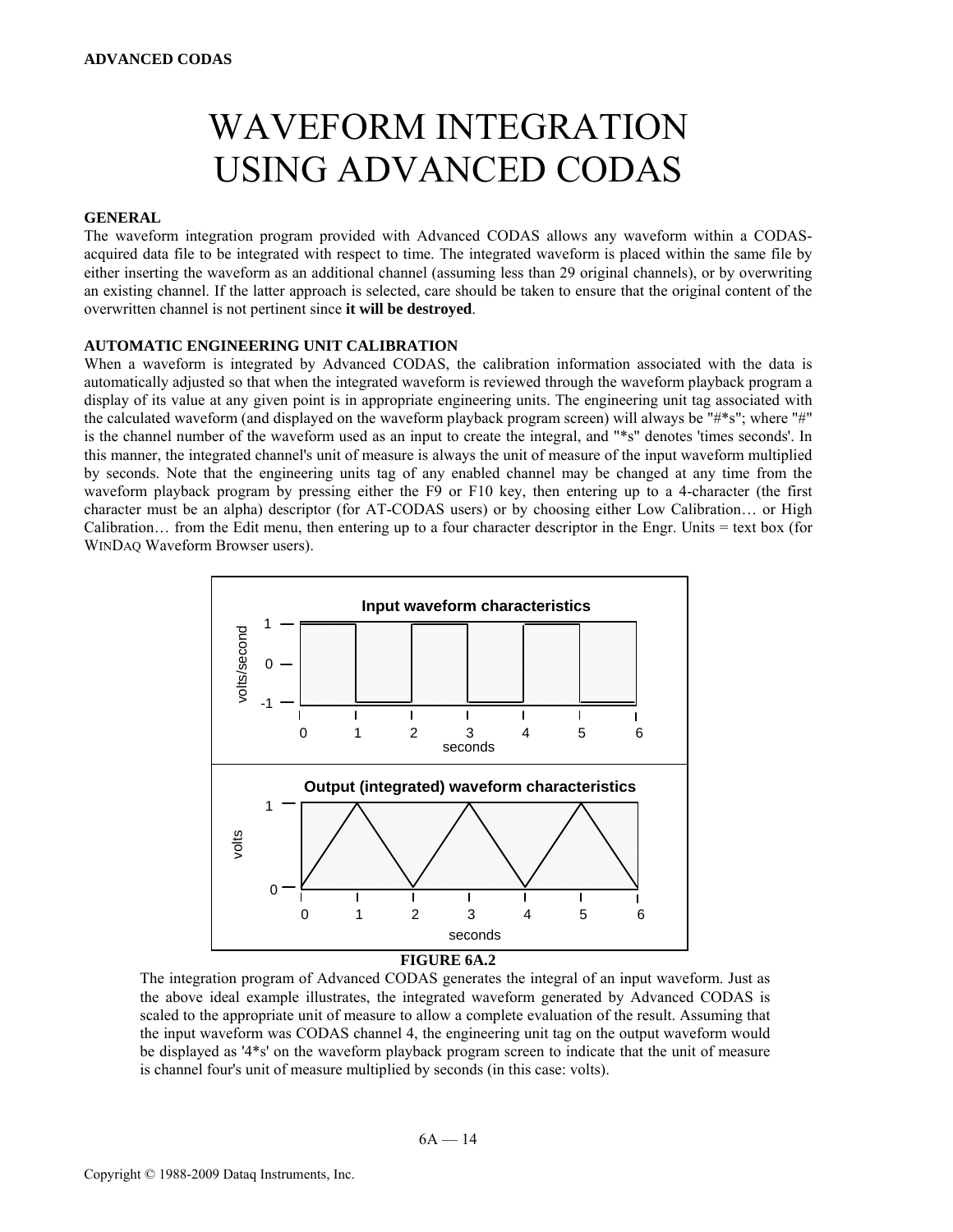# WAVEFORM INTEGRATION USING ADVANCED CODAS

## GENERAL

The waveform integration program provided with Advanced CODAS allows any waveform within a CODAS-acquired data file to be integrated with respect to time. The integrated waveform is placed within the same file by either inserting the waveform as an additional channel (assuming less than 29 original channels), or by overwriting an existing channel. If the latter approach is selected, care should be taken to ensure that the original content of the overwritten channel is not pertinent since **it will be destroyed**.

## AUTOMATIC ENGINEERING UNIT CALIBRATION

When a waveform is integrated by Advanced CODAS, the calibration information associated with the data is automatically adjusted so that when the integrated waveform is reviewed through the waveform playback program a display of its value at any given point is in appropriate engineering units. The engineering unit tag associated with the calculated waveform (and displayed on the waveform playback program screen) will always be "#*s"; where "#" is the channel number of the waveform used as an input to create the integral, and "*s" denotes 'times seconds'. In this manner, the integrated channel's unit of measure is always the unit of measure of the input waveform multiplied by seconds. Note that the engineering units tag of any enabled channel may be changed at any time from the waveform playback program by pressing either the F9 or F10 key, then entering up to a 4-character (the first character must be an alpha) descriptor (for AT-CODAS users) or by choosing either Low Calibration… or High Calibration… from the Edit menu, then entering up to a four character descriptor in the Engr. Units = text box (for WINDAQ Waveform Browser users).

**FIGURE 6A.2**

The integration program of Advanced CODAS generates the integral of an input waveform. Just as the above ideal example illustrates, the integrated waveform generated by Advanced CODAS is scaled to the appropriate unit of measure to allow a complete evaluation of the result. Assuming that the input waveform was CODAS channel 4, the engineering unit tag on the output waveform would be displayed as '4*s' on the waveform playback program screen to indicate that the unit of measure is channel four's unit of measure multiplied by seconds (in this case: volts).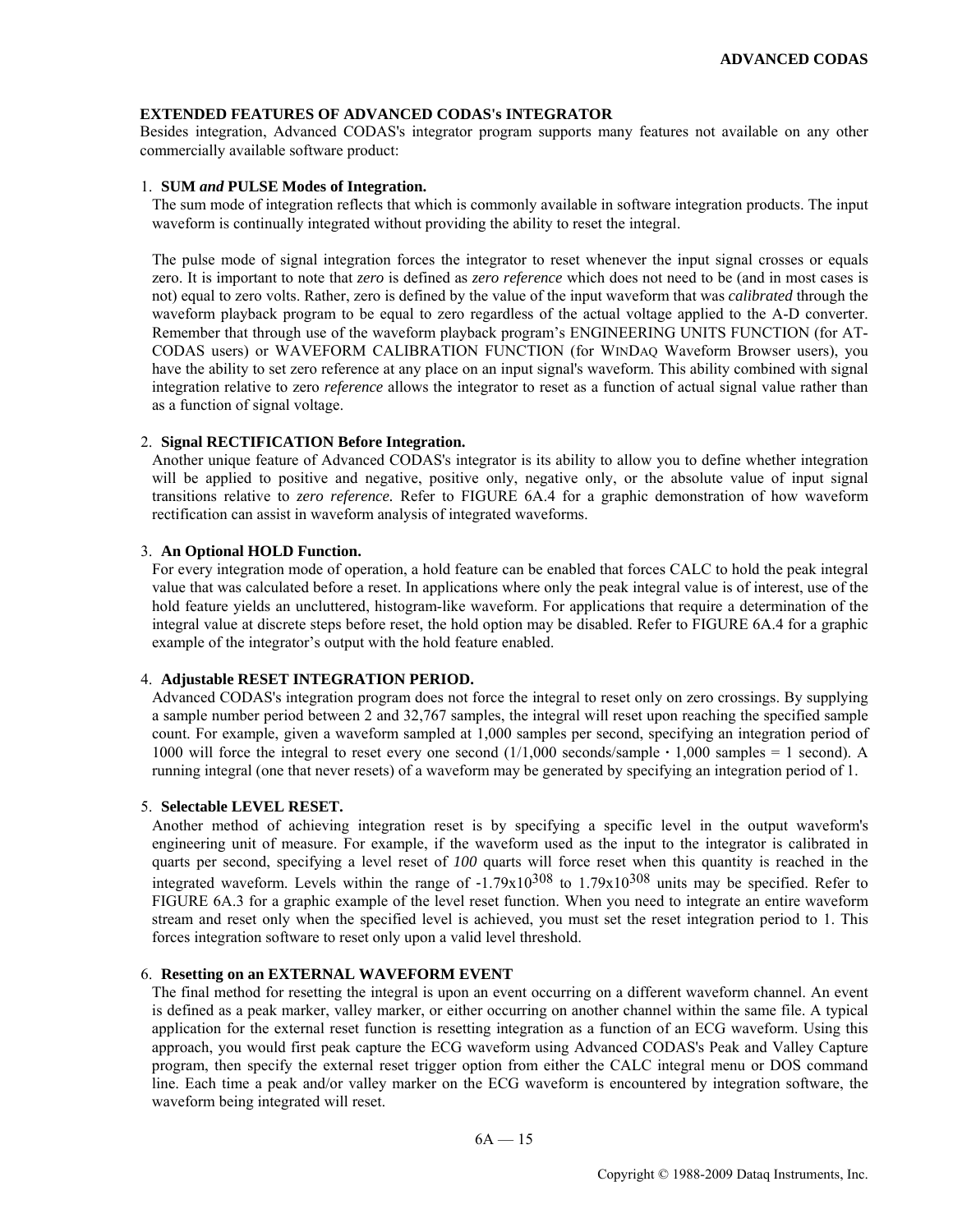## EXTENDED FEATURES OF ADVANCED CODAS's INTEGRATOR

Besides integration, Advanced CODAS's integrator program supports many features not available on any other commercially available software product:

1. **SUM *and* PULSE Modes of Integration.**
   The sum mode of integration reflects that which is commonly available in software integration products. The input waveform is continually integrated without providing the ability to reset the integral.

   The pulse mode of signal integration forces the integrator to reset whenever the input signal crosses or equals zero. It is important to note that *zero* is defined as *zero reference* which does not need to be (and in most cases is not) equal to zero volts. Rather, zero is defined by the value of the input waveform that was *calibrated* through the waveform playback program to be equal to zero regardless of the actual voltage applied to the A-D converter. Remember that through use of the waveform playback program's ENGINEERING UNITS FUNCTION (for AT-CODAS users) or WAVEFORM CALIBRATION FUNCTION (for WINDAQ Waveform Browser users), you have the ability to set zero reference at any place on an input signal's waveform. This ability combined with signal integration relative to zero *reference* allows the integrator to reset as a function of actual signal value rather than as a function of signal voltage.

2. **Signal RECTIFICATION Before Integration.**
   Another unique feature of Advanced CODAS's integrator is its ability to allow you to define whether integration will be applied to positive and negative, positive only, negative only, or the absolute value of input signal transitions relative to *zero reference.* Refer to FIGURE 6A.4 for a graphic demonstration of how waveform rectification can assist in waveform analysis of integrated waveforms.

3. **An Optional HOLD Function.**
   For every integration mode of operation, a hold feature can be enabled that forces CALC to hold the peak integral value that was calculated before a reset. In applications where only the peak integral value is of interest, use of the hold feature yields an uncluttered, histogram-like waveform. For applications that require a determination of the integral value at discrete steps before reset, the hold option may be disabled. Refer to FIGURE 6A.4 for a graphic example of the integrator's output with the hold feature enabled.

4. **Adjustable RESET INTEGRATION PERIOD.**
   Advanced CODAS's integration program does not force the integral to reset only on zero crossings. By supplying a sample number period between 2 and 32,767 samples, the integral will reset upon reaching the specified sample count. For example, given a waveform sampled at 1,000 samples per second, specifying an integration period of 1000 will force the integral to reset every one second (1/1,000 seconds/sample · 1,000 samples = 1 second). A running integral (one that never resets) of a waveform may be generated by specifying an integration period of 1.

5. **Selectable LEVEL RESET.**
   Another method of achieving integration reset is by specifying a specific level in the output waveform's engineering unit of measure. For example, if the waveform used as the input to the integrator is calibrated in quarts per second, specifying a level reset of *100* quarts will force reset when this quantity is reached in the integrated waveform. Levels within the range of $-1.79\text{x}10^{308}$ to $1.79\text{x}10^{308}$ units may be specified. Refer to FIGURE 6A.3 for a graphic example of the level reset function. When you need to integrate an entire waveform stream and reset only when the specified level is achieved, you must set the reset integration period to 1. This forces integration software to reset only upon a valid level threshold.

6. **Resetting on an EXTERNAL WAVEFORM EVENT**
   The final method for resetting the integral is upon an event occurring on a different waveform channel. An event is defined as a peak marker, valley marker, or either occurring on another channel within the same file. A typical application for the external reset function is resetting integration as a function of an ECG waveform. Using this approach, you would first peak capture the ECG waveform using Advanced CODAS's Peak and Valley Capture program, then specify the external reset trigger option from either the CALC integral menu or DOS command line. Each time a peak and/or valley marker on the ECG waveform is encountered by integration software, the waveform being integrated will reset.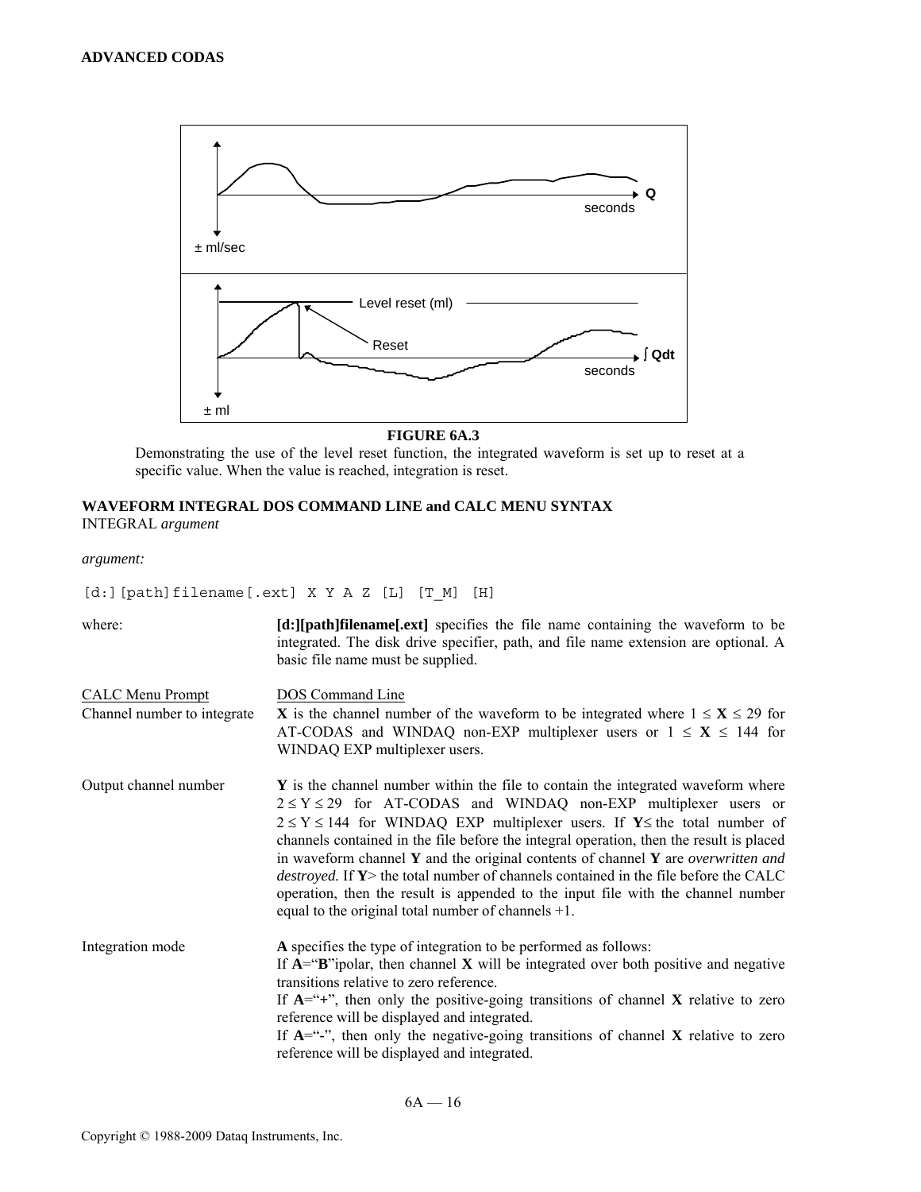**FIGURE 6A.3**

Demonstrating the use of the level reset function, the integrated waveform is set up to reset at a specific value. When the value is reached, integration is reset.

**WAVEFORM INTEGRAL DOS COMMAND LINE and CALC MENU SYNTAX**

INTEGRAL *argument*

*argument:*

```
[d:][path]filename[.ext] X Y A Z [L] [T_M] [H]
```

where: **[d:][path]filename[.ext]** specifies the file name containing the waveform to be integrated. The disk drive specifier, path, and file name extension are optional. A basic file name must be supplied.

| CALC Menu Prompt | DOS Command Line |
|---|---|
| Channel number to integrate | **X** is the channel number of the waveform to be integrated where $1 \leq \mathbf{X} \leq 29$ for AT-CODAS and WINDAQ non-EXP multiplexer users or $1 \leq \mathbf{X} \leq 144$ for WINDAQ EXP multiplexer users. |
| Output channel number | **Y** is the channel number within the file to contain the integrated waveform where $2 \leq Y \leq 29$ for AT-CODAS and WINDAQ non-EXP multiplexer users or $2 \leq Y \leq 144$ for WINDAQ EXP multiplexer users. If **Y**≤ the total number of channels contained in the file before the integral operation, then the result is placed in waveform channel **Y** and the original contents of channel **Y** are *overwritten and destroyed.* If **Y**> the total number of channels contained in the file before the CALC operation, then the result is appended to the input file with the channel number equal to the original total number of channels +1. |
| Integration mode | **A** specifies the type of integration to be performed as follows:<br>If **A**="**B**"ipolar, then channel **X** will be integrated over both positive and negative transitions relative to zero reference.<br>If **A**="**+**", then only the positive-going transitions of channel **X** relative to zero reference will be displayed and integrated.<br>If **A**="**-**", then only the negative-going transitions of channel **X** relative to zero reference will be displayed and integrated. |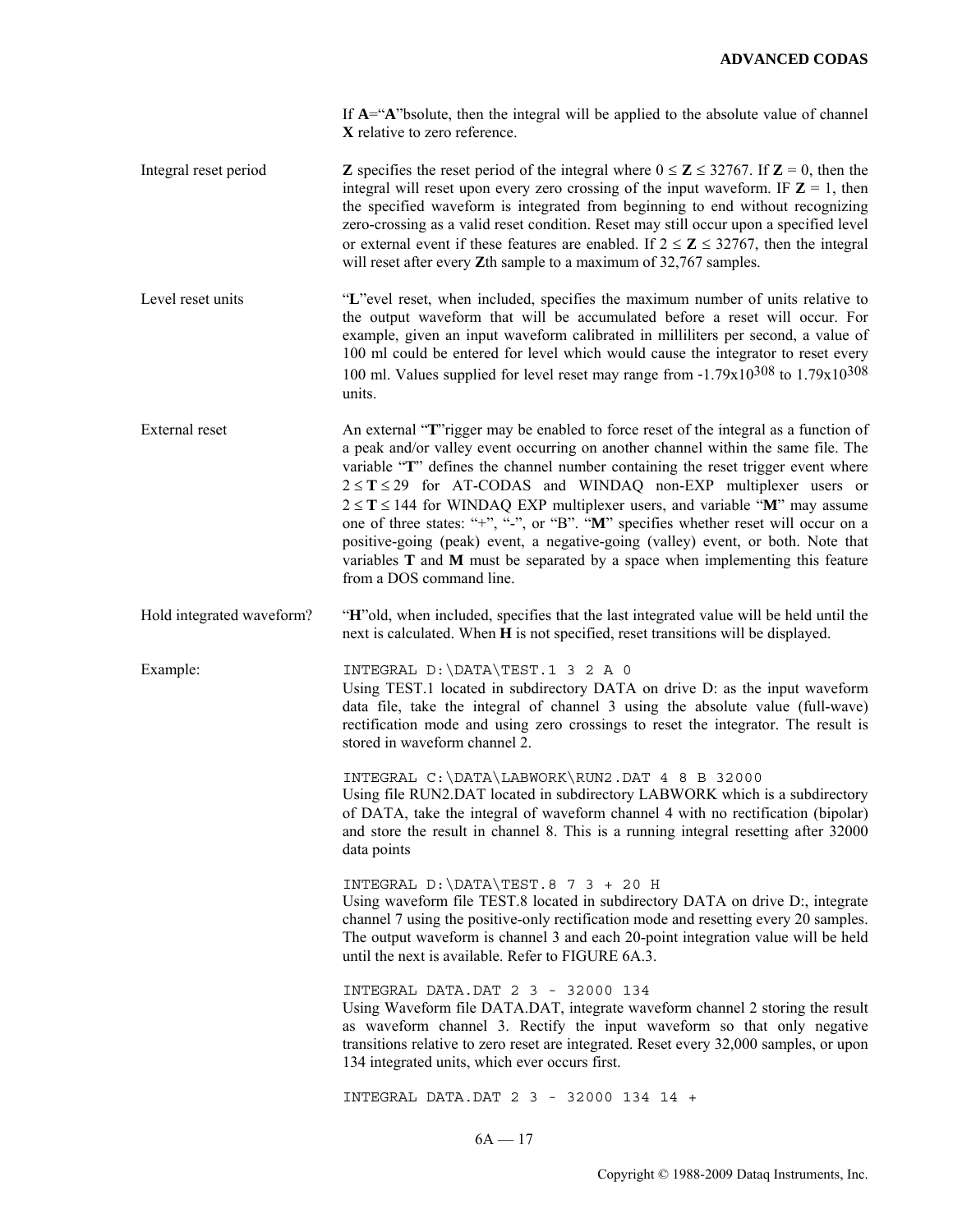If **A**="**A**"bsolute, then the integral will be applied to the absolute value of channel **X** relative to zero reference.

Integral reset period

**Z** specifies the reset period of the integral where $0 \leq \mathbf{Z} \leq 32767$. If $\mathbf{Z} = 0$, then the integral will reset upon every zero crossing of the input waveform. IF $\mathbf{Z} = 1$, then the specified waveform is integrated from beginning to end without recognizing zero-crossing as a valid reset condition. Reset may still occur upon a specified level or external event if these features are enabled. If $2 \leq \mathbf{Z} \leq 32767$, then the integral will reset after every **Z**th sample to a maximum of 32,767 samples.

Level reset units

"**L**"evel reset, when included, specifies the maximum number of units relative to the output waveform that will be accumulated before a reset will occur. For example, given an input waveform calibrated in milliliters per second, a value of 100 ml could be entered for level which would cause the integrator to reset every 100 ml. Values supplied for level reset may range from $-1.79\text{x}10^{308}$ to $1.79\text{x}10^{308}$ units.

External reset

An external "**T**"rigger may be enabled to force reset of the integral as a function of a peak and/or valley event occurring on another channel within the same file. The variable "**T**" defines the channel number containing the reset trigger event where $2 \leq \mathbf{T} \leq 29$ for AT-CODAS and WINDAQ non-EXP multiplexer users or $2 \leq \mathbf{T} \leq 144$ for WINDAQ EXP multiplexer users, and variable "**M**" may assume one of three states: "+", "-", or "B". "**M**" specifies whether reset will occur on a positive-going (peak) event, a negative-going (valley) event, or both. Note that variables **T** and **M** must be separated by a space when implementing this feature from a DOS command line.

Hold integrated waveform?

"**H**"old, when included, specifies that the last integrated value will be held until the next is calculated. When **H** is not specified, reset transitions will be displayed.

Example:

```
INTEGRAL D:\DATA\TEST.1 3 2 A 0
```

Using TEST.1 located in subdirectory DATA on drive D: as the input waveform data file, take the integral of channel 3 using the absolute value (full-wave) rectification mode and using zero crossings to reset the integrator. The result is stored in waveform channel 2.

```
INTEGRAL C:\DATA\LABWORK\RUN2.DAT 4 8 B 32000
```

Using file RUN2.DAT located in subdirectory LABWORK which is a subdirectory of DATA, take the integral of waveform channel 4 with no rectification (bipolar) and store the result in channel 8. This is a running integral resetting after 32000 data points

```
INTEGRAL D:\DATA\TEST.8 7 3 + 20 H
```

Using waveform file TEST.8 located in subdirectory DATA on drive D:, integrate channel 7 using the positive-only rectification mode and resetting every 20 samples. The output waveform is channel 3 and each 20-point integration value will be held until the next is available. Refer to FIGURE 6A.3.

```
INTEGRAL DATA.DAT 2 3 - 32000 134
```

Using Waveform file DATA.DAT, integrate waveform channel 2 storing the result as waveform channel 3. Rectify the input waveform so that only negative transitions relative to zero reset are integrated. Reset every 32,000 samples, or upon 134 integrated units, which ever occurs first.

```
INTEGRAL DATA.DAT 2 3 - 32000 134 14 +
```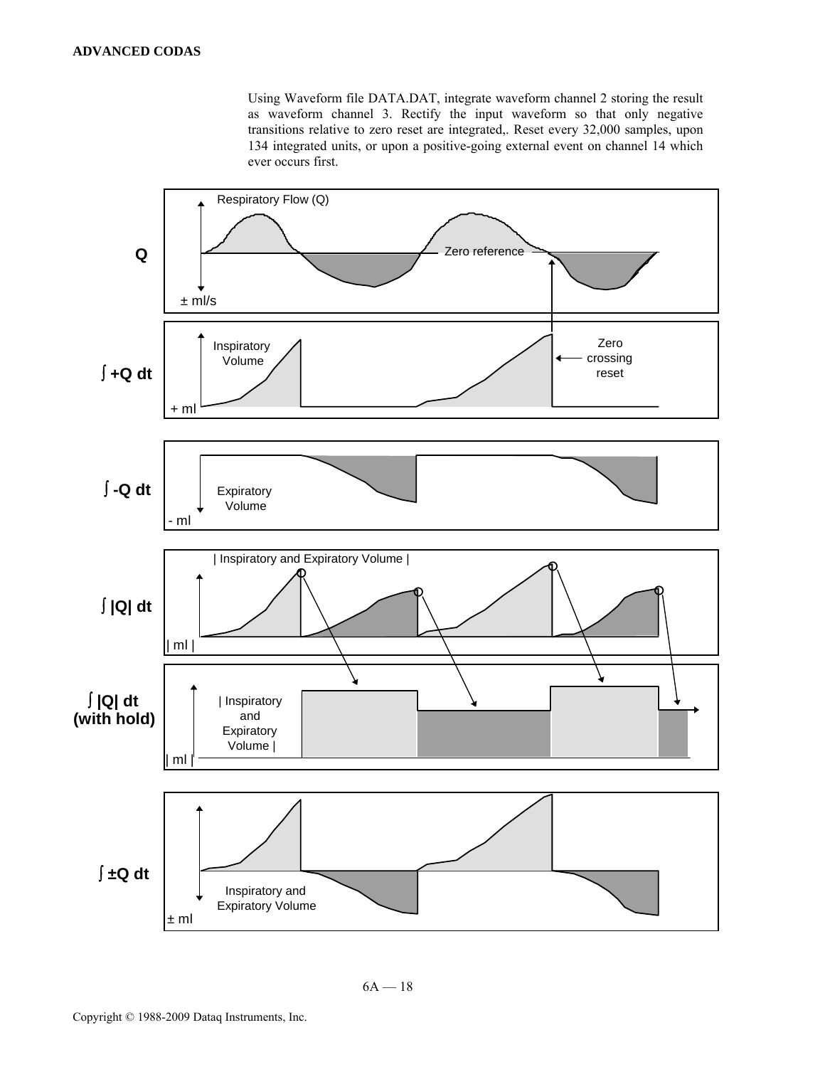Using Waveform file DATA.DAT, integrate waveform channel 2 storing the result as waveform channel 3. Rectify the input waveform so that only negative transitions relative to zero reset are integrated,. Reset every 32,000 samples, upon 134 integrated units, or upon a positive-going external event on channel 14 which ever occurs first.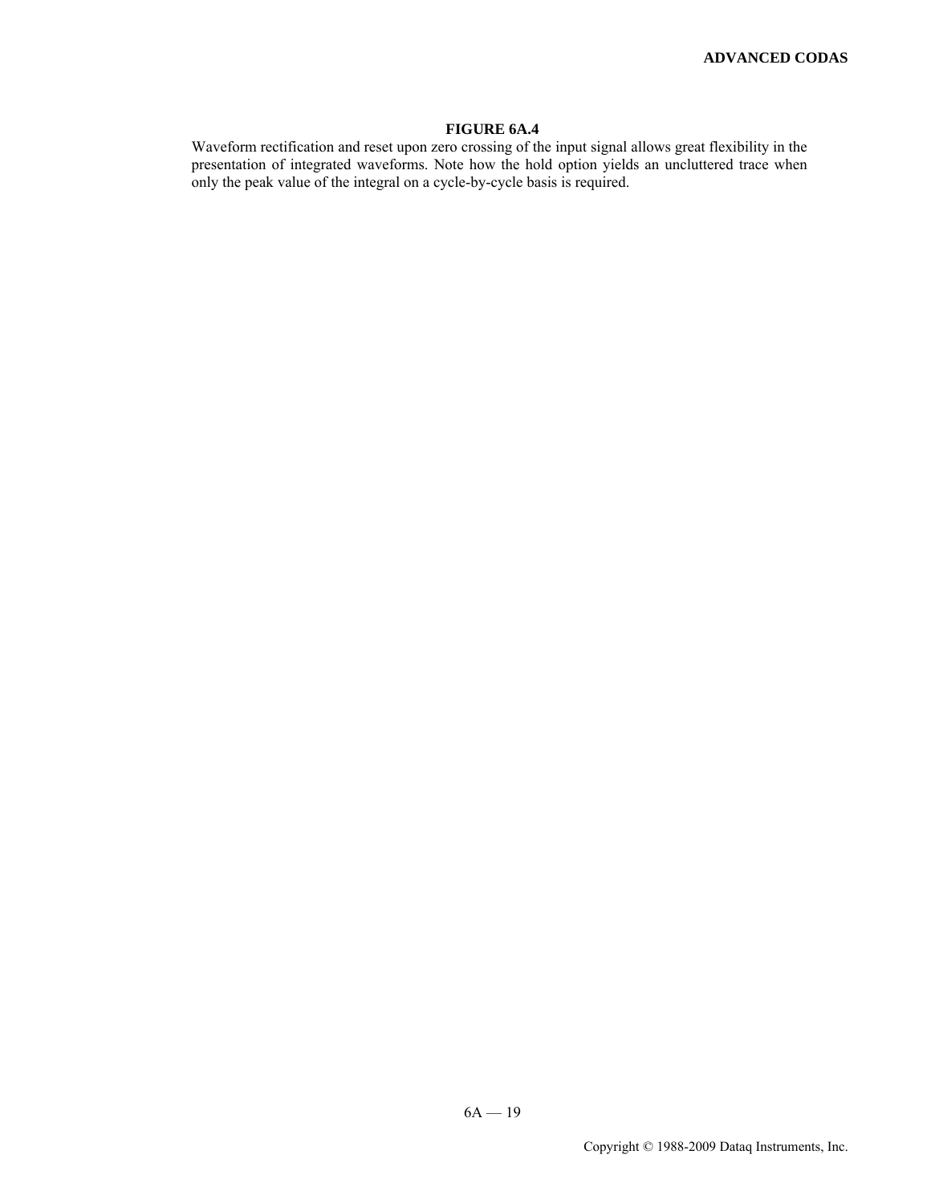**FIGURE 6A.4**

Waveform rectification and reset upon zero crossing of the input signal allows great flexibility in the presentation of integrated waveforms. Note how the hold option yields an uncluttered trace when only the peak value of the integral on a cycle-by-cycle basis is required.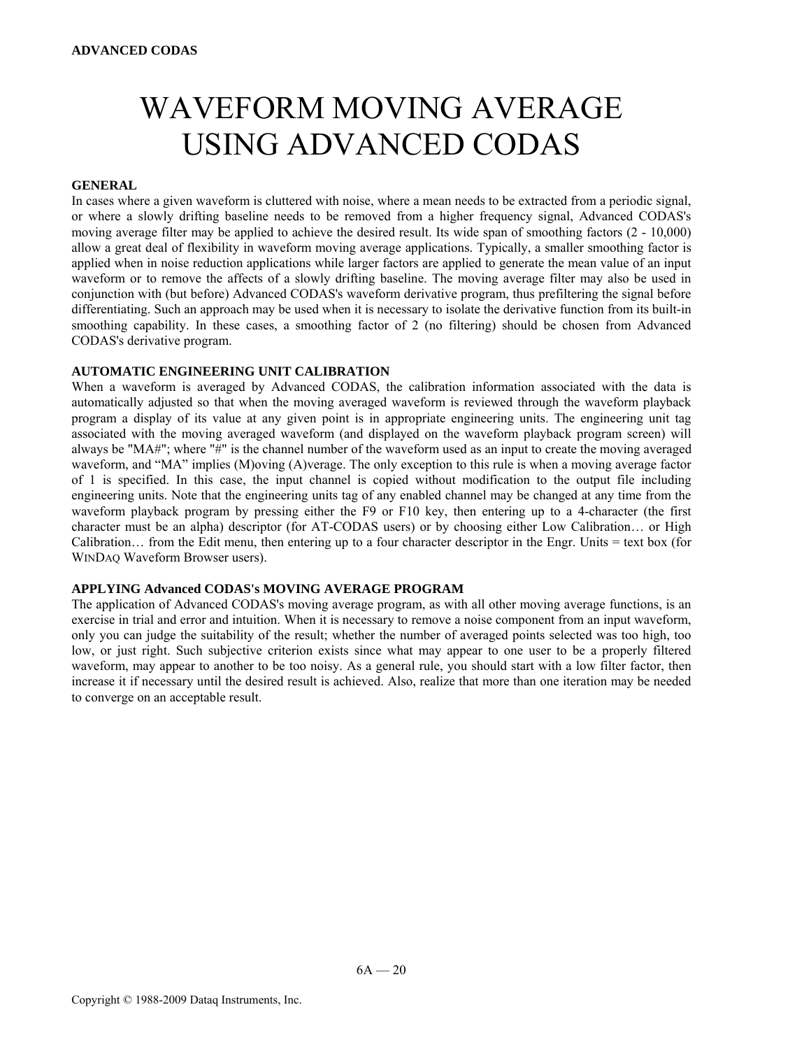# WAVEFORM MOVING AVERAGE USING ADVANCED CODAS

## GENERAL

In cases where a given waveform is cluttered with noise, where a mean needs to be extracted from a periodic signal, or where a slowly drifting baseline needs to be removed from a higher frequency signal, Advanced CODAS's moving average filter may be applied to achieve the desired result. Its wide span of smoothing factors (2 - 10,000) allow a great deal of flexibility in waveform moving average applications. Typically, a smaller smoothing factor is applied when in noise reduction applications while larger factors are applied to generate the mean value of an input waveform or to remove the affects of a slowly drifting baseline. The moving average filter may also be used in conjunction with (but before) Advanced CODAS's waveform derivative program, thus prefiltering the signal before differentiating. Such an approach may be used when it is necessary to isolate the derivative function from its built-in smoothing capability. In these cases, a smoothing factor of 2 (no filtering) should be chosen from Advanced CODAS's derivative program.

## AUTOMATIC ENGINEERING UNIT CALIBRATION

When a waveform is averaged by Advanced CODAS, the calibration information associated with the data is automatically adjusted so that when the moving averaged waveform is reviewed through the waveform playback program a display of its value at any given point is in appropriate engineering units. The engineering unit tag associated with the moving averaged waveform (and displayed on the waveform playback program screen) will always be "MA#"; where "#" is the channel number of the waveform used as an input to create the moving averaged waveform, and "MA" implies (M)oving (A)verage. The only exception to this rule is when a moving average factor of 1 is specified. In this case, the input channel is copied without modification to the output file including engineering units. Note that the engineering units tag of any enabled channel may be changed at any time from the waveform playback program by pressing either the F9 or F10 key, then entering up to a 4-character (the first character must be an alpha) descriptor (for AT-CODAS users) or by choosing either Low Calibration… or High Calibration… from the Edit menu, then entering up to a four character descriptor in the Engr. Units = text box (for WINDAQ Waveform Browser users).

## APPLYING Advanced CODAS's MOVING AVERAGE PROGRAM

The application of Advanced CODAS's moving average program, as with all other moving average functions, is an exercise in trial and error and intuition. When it is necessary to remove a noise component from an input waveform, only you can judge the suitability of the result; whether the number of averaged points selected was too high, too low, or just right. Such subjective criterion exists since what may appear to one user to be a properly filtered waveform, may appear to another to be too noisy. As a general rule, you should start with a low filter factor, then increase it if necessary until the desired result is achieved. Also, realize that more than one iteration may be needed to converge on an acceptable result.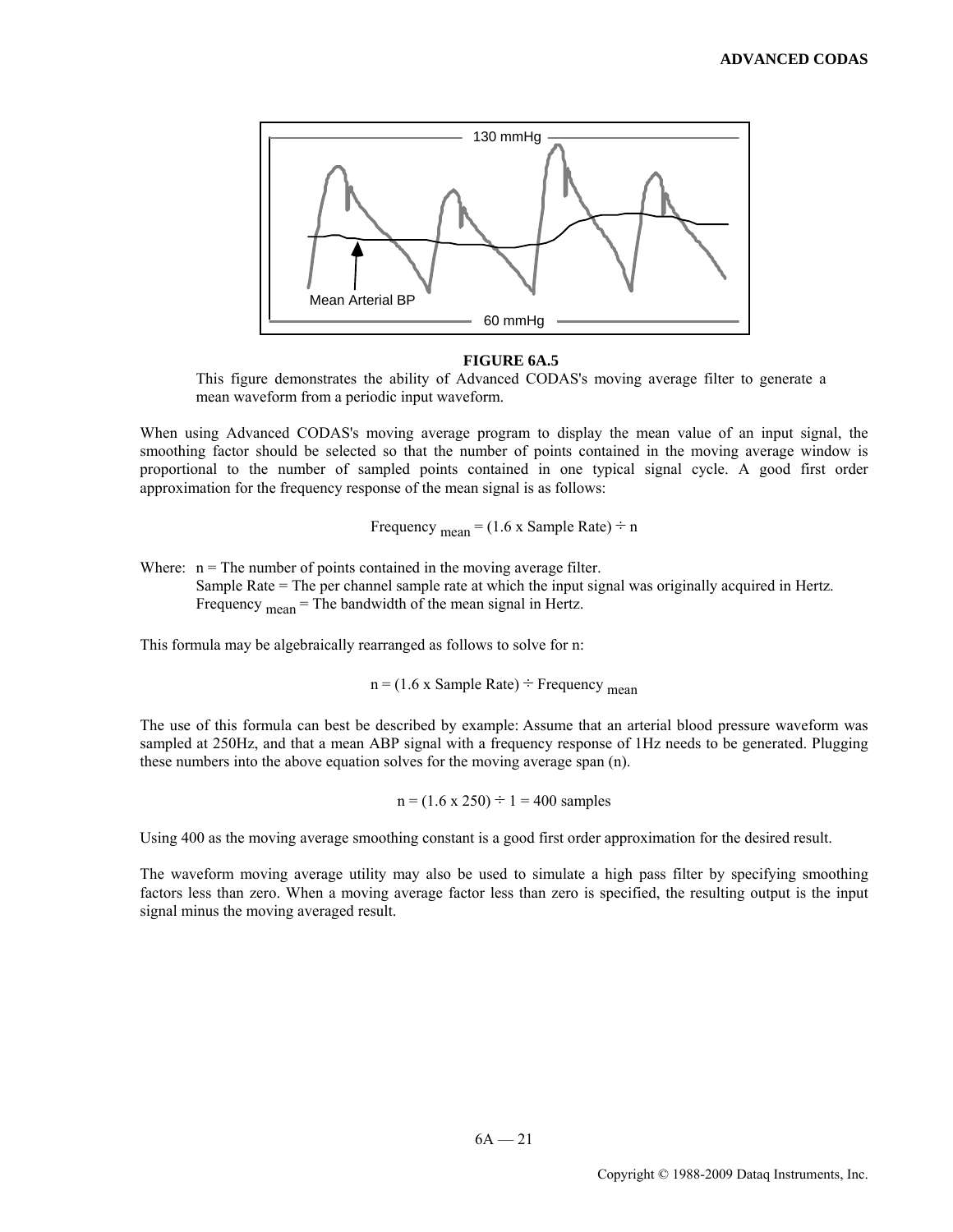**FIGURE 6A.5**

This figure demonstrates the ability of Advanced CODAS's moving average filter to generate a mean waveform from a periodic input waveform.

When using Advanced CODAS's moving average program to display the mean value of an input signal, the smoothing factor should be selected so that the number of points contained in the moving average window is proportional to the number of sampled points contained in one typical signal cycle. A good first order approximation for the frequency response of the mean signal is as follows:

$$\text{Frequency}_{\text{mean}} = (1.6 \text{ x Sample Rate}) \div n$$

Where: n = The number of points contained in the moving average filter.
Sample Rate = The per channel sample rate at which the input signal was originally acquired in Hertz.
$\text{Frequency}_{\text{mean}}$ = The bandwidth of the mean signal in Hertz.

This formula may be algebraically rearranged as follows to solve for n:

$$n = (1.6 \text{ x Sample Rate}) \div \text{Frequency}_{\text{mean}}$$

The use of this formula can best be described by example: Assume that an arterial blood pressure waveform was sampled at 250Hz, and that a mean ABP signal with a frequency response of 1Hz needs to be generated. Plugging these numbers into the above equation solves for the moving average span (n).

$$n = (1.6 \text{ x } 250) \div 1 = 400 \text{ samples}$$

Using 400 as the moving average smoothing constant is a good first order approximation for the desired result.

The waveform moving average utility may also be used to simulate a high pass filter by specifying smoothing factors less than zero. When a moving average factor less than zero is specified, the resulting output is the input signal minus the moving averaged result.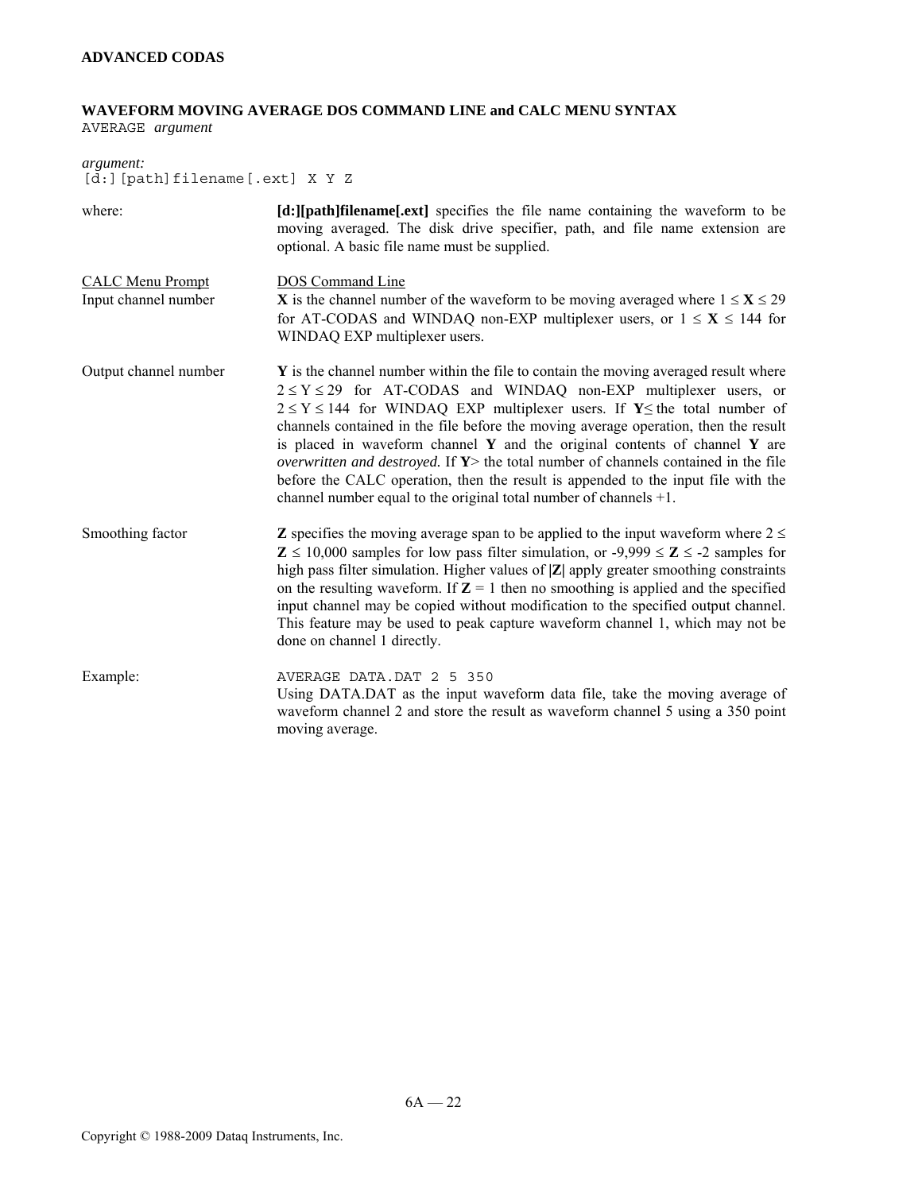**WAVEFORM MOVING AVERAGE DOS COMMAND LINE and CALC MENU SYNTAX**

```
AVERAGE argument
```

*argument:*

```
[d:][path]filename[.ext] X Y Z
```

where: **[d:][path]filename[.ext]** specifies the file name containing the waveform to be moving averaged. The disk drive specifier, path, and file name extension are optional. A basic file name must be supplied.

| CALC Menu Prompt | DOS Command Line |
|---|---|
| Input channel number | **X** is the channel number of the waveform to be moving averaged where $1 \leq \mathbf{X} \leq 29$ for AT-CODAS and WINDAQ non-EXP multiplexer users, or $1 \leq \mathbf{X} \leq 144$ for WINDAQ EXP multiplexer users. |
| Output channel number | **Y** is the channel number within the file to contain the moving averaged result where $2 \leq Y \leq 29$ for AT-CODAS and WINDAQ non-EXP multiplexer users, or $2 \leq Y \leq 144$ for WINDAQ EXP multiplexer users. If **Y**≤ the total number of channels contained in the file before the moving average operation, then the result is placed in waveform channel **Y** and the original contents of channel **Y** are *overwritten and destroyed.* If **Y**> the total number of channels contained in the file before the CALC operation, then the result is appended to the input file with the channel number equal to the original total number of channels +1. |
| Smoothing factor | **Z** specifies the moving average span to be applied to the input waveform where $2 \leq \mathbf{Z} \leq 10{,}000$ samples for low pass filter simulation, or $-9{,}999 \leq \mathbf{Z} \leq -2$ samples for high pass filter simulation. Higher values of **\|Z\|** apply greater smoothing constraints on the resulting waveform. If **Z** = 1 then no smoothing is applied and the specified input channel may be copied without modification to the specified output channel. This feature may be used to peak capture waveform channel 1, which may not be done on channel 1 directly. |

Example:

```
AVERAGE DATA.DAT 2 5 350
```

Using DATA.DAT as the input waveform data file, take the moving average of waveform channel 2 and store the result as waveform channel 5 using a 350 point moving average.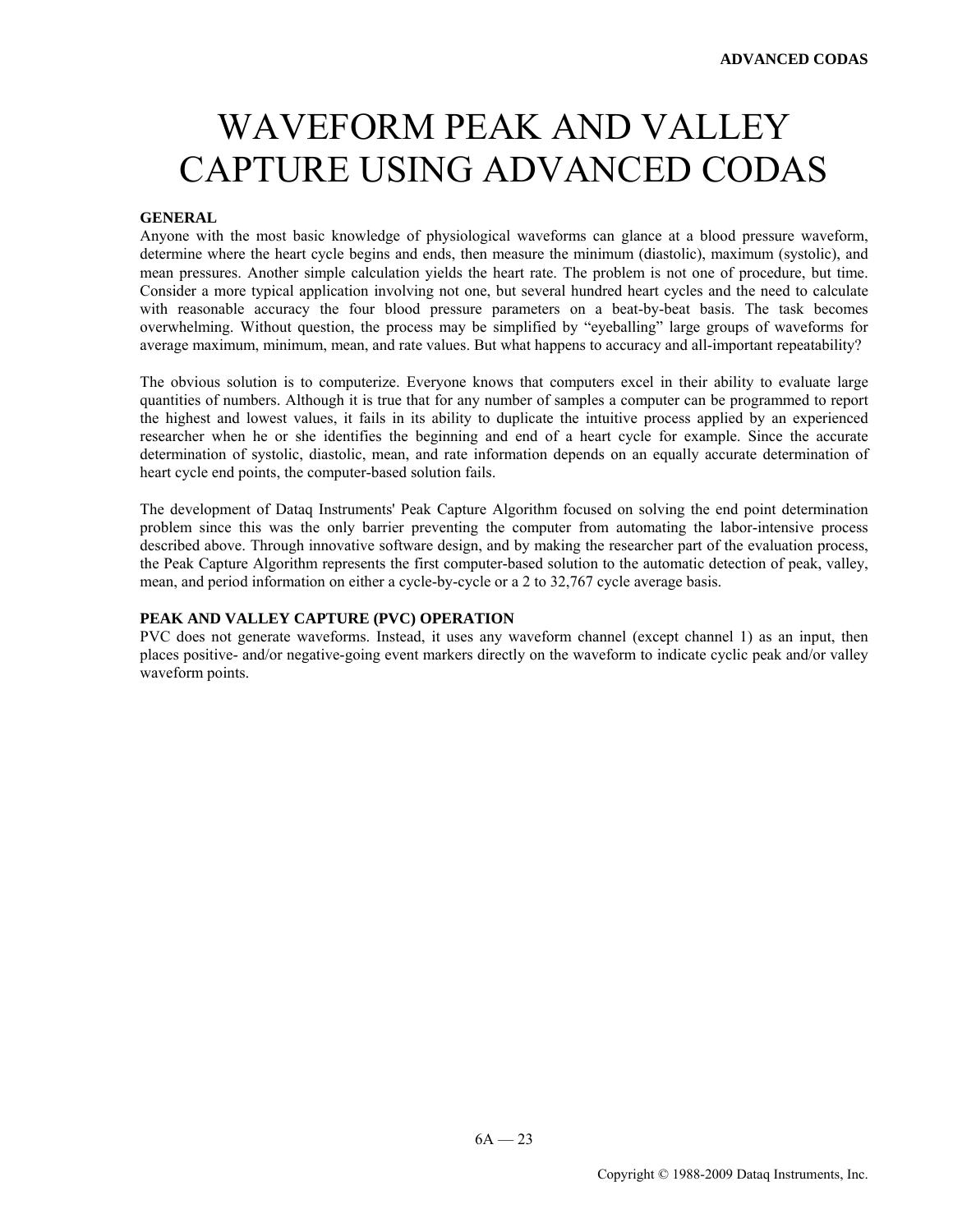# WAVEFORM PEAK AND VALLEY CAPTURE USING ADVANCED CODAS

## GENERAL

Anyone with the most basic knowledge of physiological waveforms can glance at a blood pressure waveform, determine where the heart cycle begins and ends, then measure the minimum (diastolic), maximum (systolic), and mean pressures. Another simple calculation yields the heart rate. The problem is not one of procedure, but time. Consider a more typical application involving not one, but several hundred heart cycles and the need to calculate with reasonable accuracy the four blood pressure parameters on a beat-by-beat basis. The task becomes overwhelming. Without question, the process may be simplified by "eyeballing" large groups of waveforms for average maximum, minimum, mean, and rate values. But what happens to accuracy and all-important repeatability?

The obvious solution is to computerize. Everyone knows that computers excel in their ability to evaluate large quantities of numbers. Although it is true that for any number of samples a computer can be programmed to report the highest and lowest values, it fails in its ability to duplicate the intuitive process applied by an experienced researcher when he or she identifies the beginning and end of a heart cycle for example. Since the accurate determination of systolic, diastolic, mean, and rate information depends on an equally accurate determination of heart cycle end points, the computer-based solution fails.

The development of Dataq Instruments' Peak Capture Algorithm focused on solving the end point determination problem since this was the only barrier preventing the computer from automating the labor-intensive process described above. Through innovative software design, and by making the researcher part of the evaluation process, the Peak Capture Algorithm represents the first computer-based solution to the automatic detection of peak, valley, mean, and period information on either a cycle-by-cycle or a 2 to 32,767 cycle average basis.

## PEAK AND VALLEY CAPTURE (PVC) OPERATION

PVC does not generate waveforms. Instead, it uses any waveform channel (except channel 1) as an input, then places positive- and/or negative-going event markers directly on the waveform to indicate cyclic peak and/or valley waveform points.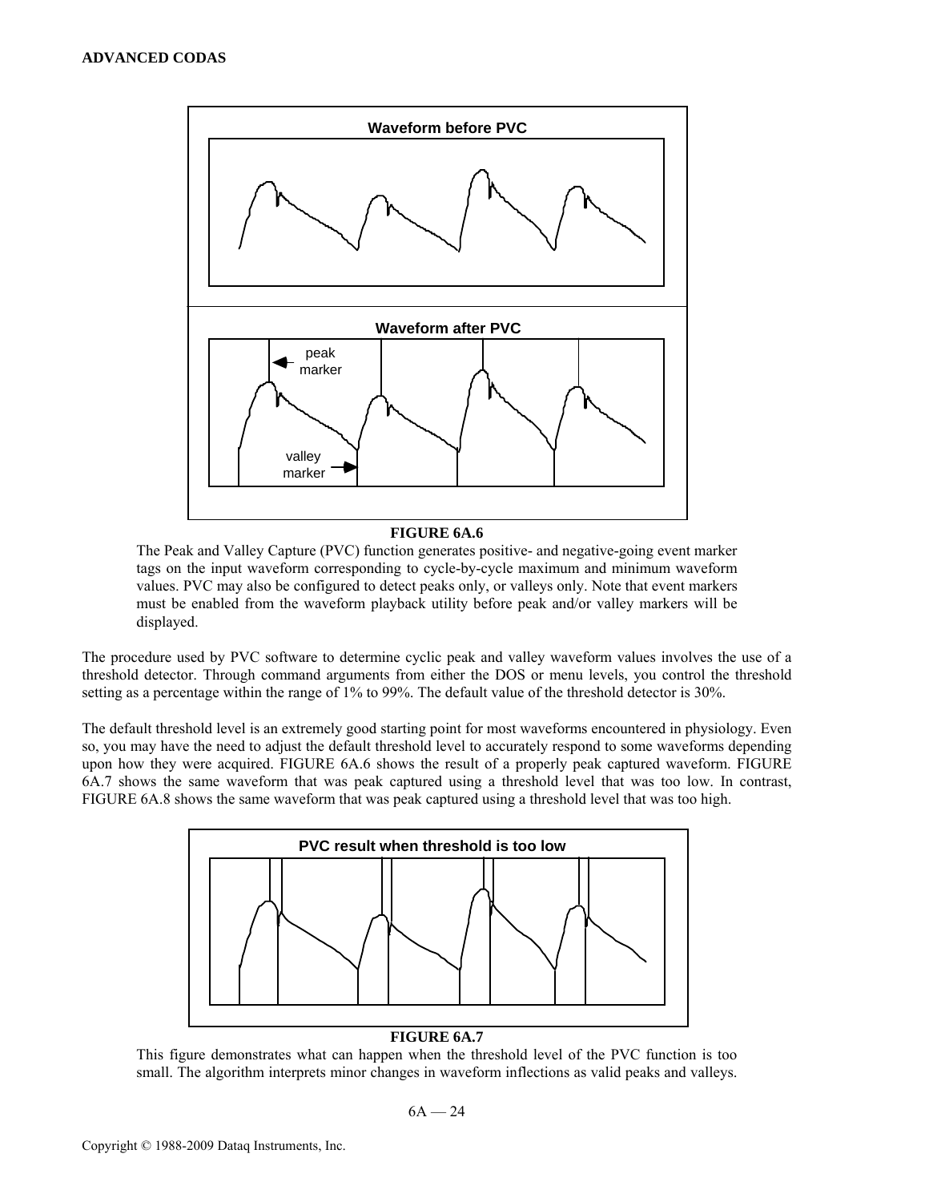**FIGURE 6A.6**

The Peak and Valley Capture (PVC) function generates positive- and negative-going event marker tags on the input waveform corresponding to cycle-by-cycle maximum and minimum waveform values. PVC may also be configured to detect peaks only, or valleys only. Note that event markers must be enabled from the waveform playback utility before peak and/or valley markers will be displayed.

The procedure used by PVC software to determine cyclic peak and valley waveform values involves the use of a threshold detector. Through command arguments from either the DOS or menu levels, you control the threshold setting as a percentage within the range of 1% to 99%. The default value of the threshold detector is 30%.

The default threshold level is an extremely good starting point for most waveforms encountered in physiology. Even so, you may have the need to adjust the default threshold level to accurately respond to some waveforms depending upon how they were acquired. FIGURE 6A.6 shows the result of a properly peak captured waveform. FIGURE 6A.7 shows the same waveform that was peak captured using a threshold level that was too low. In contrast, FIGURE 6A.8 shows the same waveform that was peak captured using a threshold level that was too high.

**FIGURE 6A.7**

This figure demonstrates what can happen when the threshold level of the PVC function is too small. The algorithm interprets minor changes in waveform inflections as valid peaks and valleys.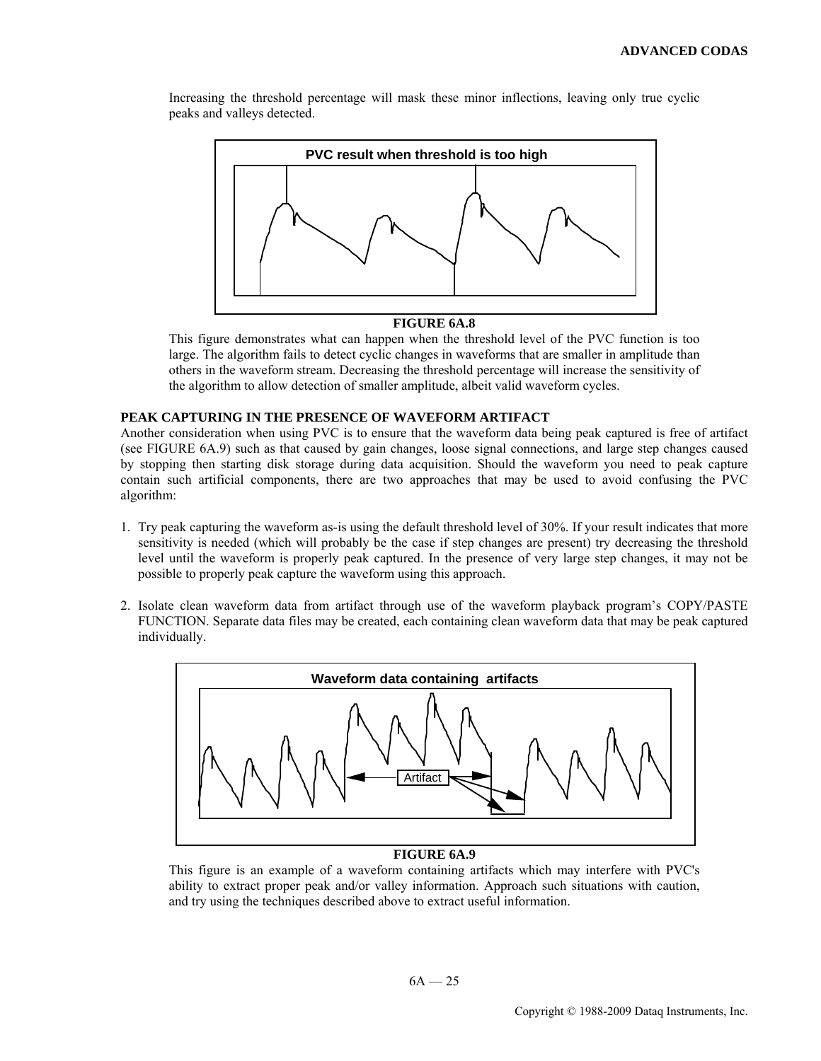Increasing the threshold percentage will mask these minor inflections, leaving only true cyclic peaks and valleys detected.

**PVC result when threshold is too high**

**FIGURE 6A.8**

This figure demonstrates what can happen when the threshold level of the PVC function is too large. The algorithm fails to detect cyclic changes in waveforms that are smaller in amplitude than others in the waveform stream. Decreasing the threshold percentage will increase the sensitivity of the algorithm to allow detection of smaller amplitude, albeit valid waveform cycles.

### PEAK CAPTURING IN THE PRESENCE OF WAVEFORM ARTIFACT

Another consideration when using PVC is to ensure that the waveform data being peak captured is free of artifact (see FIGURE 6A.9) such as that caused by gain changes, loose signal connections, and large step changes caused by stopping then starting disk storage during data acquisition. Should the waveform you need to peak capture contain such artificial components, there are two approaches that may be used to avoid confusing the PVC algorithm:

1. Try peak capturing the waveform as-is using the default threshold level of 30%. If your result indicates that more sensitivity is needed (which will probably be the case if step changes are present) try decreasing the threshold level until the waveform is properly peak captured. In the presence of very large step changes, it may not be possible to properly peak capture the waveform using this approach.

2. Isolate clean waveform data from artifact through use of the waveform playback program's COPY/PASTE FUNCTION. Separate data files may be created, each containing clean waveform data that may be peak captured individually.

**Waveform data containing artifacts**

Artifact

**FIGURE 6A.9**

This figure is an example of a waveform containing artifacts which may interfere with PVC's ability to extract proper peak and/or valley information. Approach such situations with caution, and try using the techniques described above to extract useful information.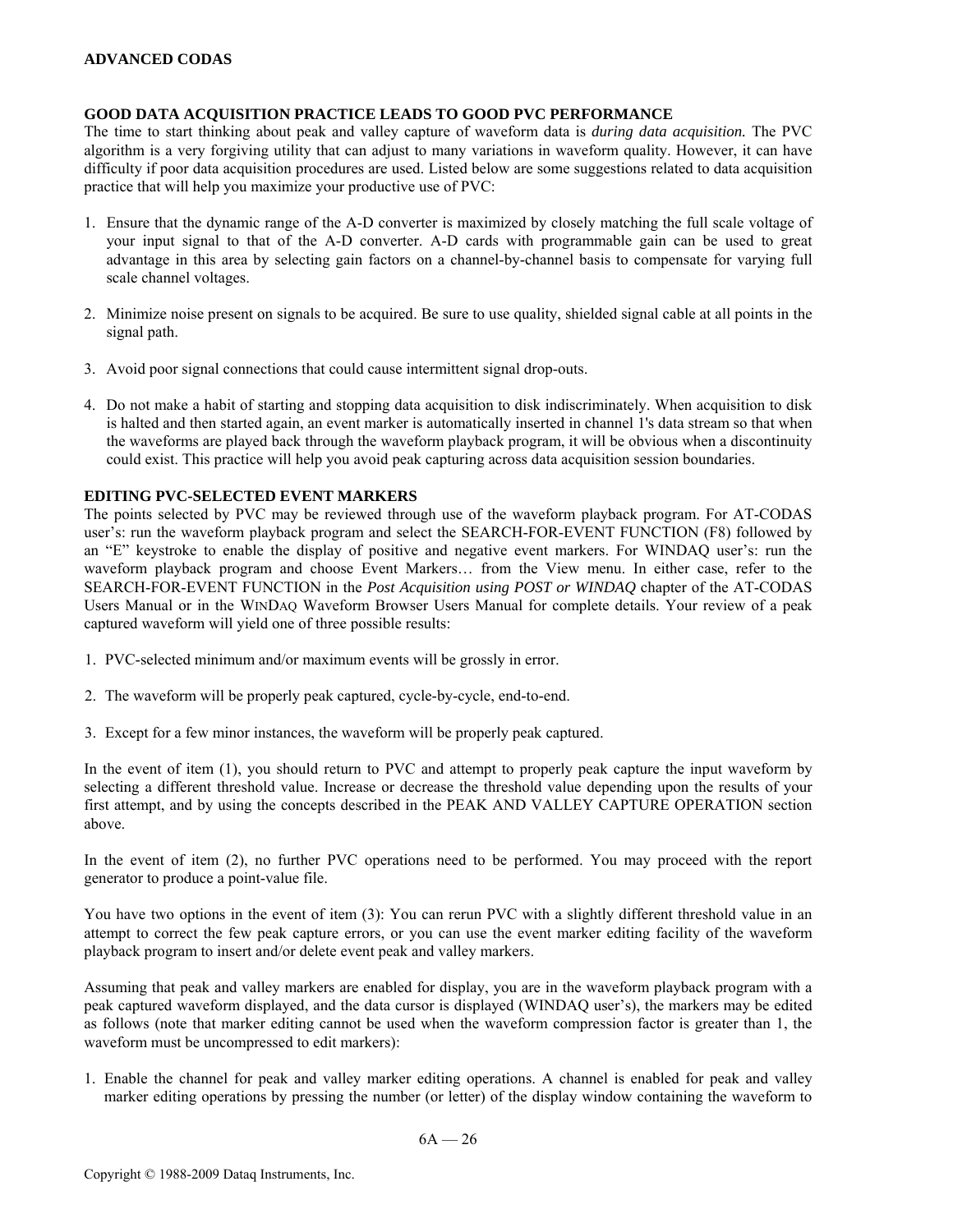## GOOD DATA ACQUISITION PRACTICE LEADS TO GOOD PVC PERFORMANCE

The time to start thinking about peak and valley capture of waveform data is *during data acquisition.* The PVC algorithm is a very forgiving utility that can adjust to many variations in waveform quality. However, it can have difficulty if poor data acquisition procedures are used. Listed below are some suggestions related to data acquisition practice that will help you maximize your productive use of PVC:

1. Ensure that the dynamic range of the A-D converter is maximized by closely matching the full scale voltage of your input signal to that of the A-D converter. A-D cards with programmable gain can be used to great advantage in this area by selecting gain factors on a channel-by-channel basis to compensate for varying full scale channel voltages.

2. Minimize noise present on signals to be acquired. Be sure to use quality, shielded signal cable at all points in the signal path.

3. Avoid poor signal connections that could cause intermittent signal drop-outs.

4. Do not make a habit of starting and stopping data acquisition to disk indiscriminately. When acquisition to disk is halted and then started again, an event marker is automatically inserted in channel 1's data stream so that when the waveforms are played back through the waveform playback program, it will be obvious when a discontinuity could exist. This practice will help you avoid peak capturing across data acquisition session boundaries.

## EDITING PVC-SELECTED EVENT MARKERS

The points selected by PVC may be reviewed through use of the waveform playback program. For AT-CODAS user's: run the waveform playback program and select the SEARCH-FOR-EVENT FUNCTION (F8) followed by an "E" keystroke to enable the display of positive and negative event markers. For WINDAQ user's: run the waveform playback program and choose Event Markers… from the View menu. In either case, refer to the SEARCH-FOR-EVENT FUNCTION in the *Post Acquisition using POST or WINDAQ* chapter of the AT-CODAS Users Manual or in the WINDAQ Waveform Browser Users Manual for complete details. Your review of a peak captured waveform will yield one of three possible results:

1. PVC-selected minimum and/or maximum events will be grossly in error.

2. The waveform will be properly peak captured, cycle-by-cycle, end-to-end.

3. Except for a few minor instances, the waveform will be properly peak captured.

In the event of item (1), you should return to PVC and attempt to properly peak capture the input waveform by selecting a different threshold value. Increase or decrease the threshold value depending upon the results of your first attempt, and by using the concepts described in the PEAK AND VALLEY CAPTURE OPERATION section above.

In the event of item (2), no further PVC operations need to be performed. You may proceed with the report generator to produce a point-value file.

You have two options in the event of item (3): You can rerun PVC with a slightly different threshold value in an attempt to correct the few peak capture errors, or you can use the event marker editing facility of the waveform playback program to insert and/or delete event peak and valley markers.

Assuming that peak and valley markers are enabled for display, you are in the waveform playback program with a peak captured waveform displayed, and the data cursor is displayed (WINDAQ user's), the markers may be edited as follows (note that marker editing cannot be used when the waveform compression factor is greater than 1, the waveform must be uncompressed to edit markers):

1. Enable the channel for peak and valley marker editing operations. A channel is enabled for peak and valley marker editing operations by pressing the number (or letter) of the display window containing the waveform to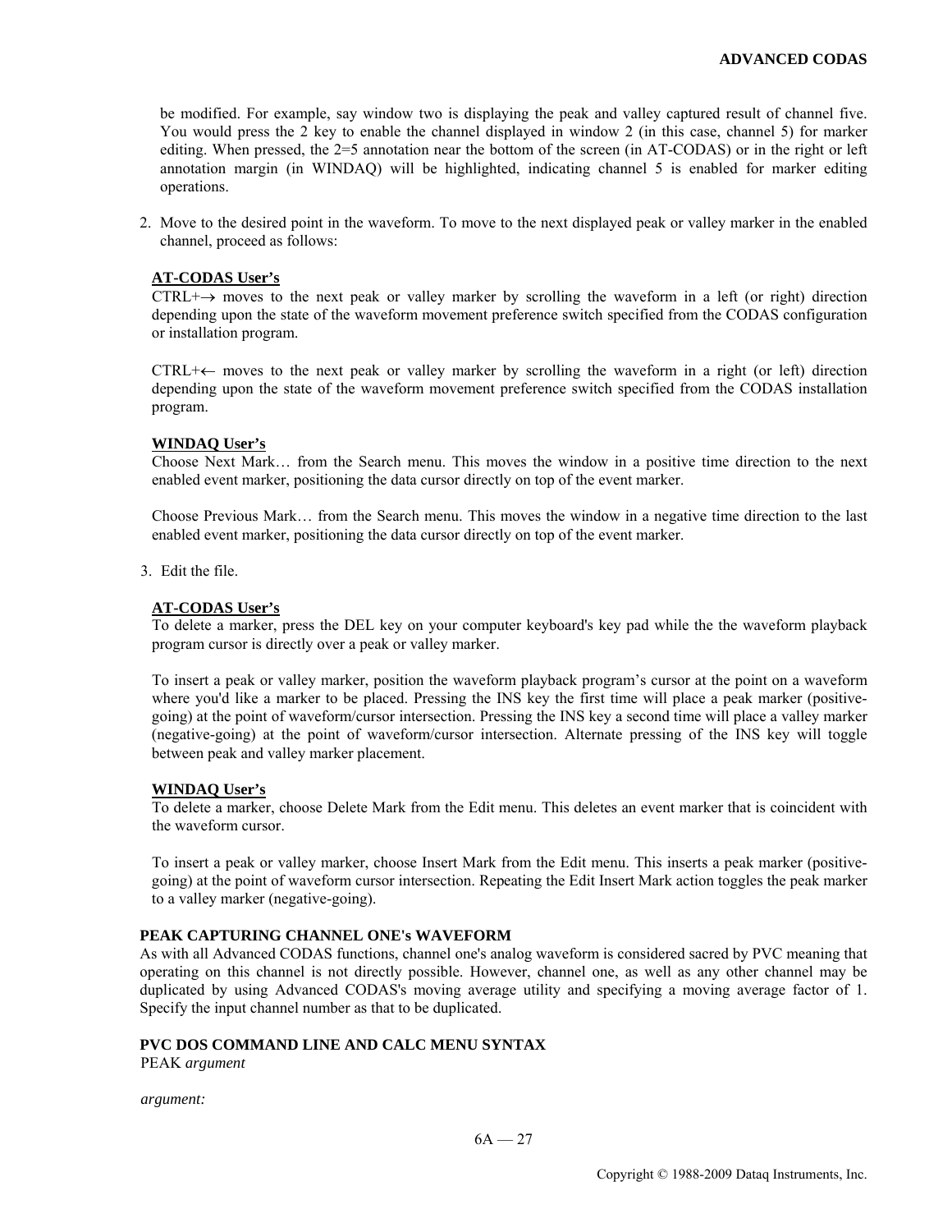be modified. For example, say window two is displaying the peak and valley captured result of channel five. You would press the 2 key to enable the channel displayed in window 2 (in this case, channel 5) for marker editing. When pressed, the 2=5 annotation near the bottom of the screen (in AT-CODAS) or in the right or left annotation margin (in WINDAQ) will be highlighted, indicating channel 5 is enabled for marker editing operations.

2. Move to the desired point in the waveform. To move to the next displayed peak or valley marker in the enabled channel, proceed as follows:

   **AT-CODAS User's**
   CTRL+→ moves to the next peak or valley marker by scrolling the waveform in a left (or right) direction depending upon the state of the waveform movement preference switch specified from the CODAS configuration or installation program.

   CTRL+← moves to the next peak or valley marker by scrolling the waveform in a right (or left) direction depending upon the state of the waveform movement preference switch specified from the CODAS installation program.

   **WINDAQ User's**
   Choose Next Mark… from the Search menu. This moves the window in a positive time direction to the next enabled event marker, positioning the data cursor directly on top of the event marker.

   Choose Previous Mark… from the Search menu. This moves the window in a negative time direction to the last enabled event marker, positioning the data cursor directly on top of the event marker.

3. Edit the file.

   **AT-CODAS User's**
   To delete a marker, press the DEL key on your computer keyboard's key pad while the the waveform playback program cursor is directly over a peak or valley marker.

   To insert a peak or valley marker, position the waveform playback program's cursor at the point on a waveform where you'd like a marker to be placed. Pressing the INS key the first time will place a peak marker (positive-going) at the point of waveform/cursor intersection. Pressing the INS key a second time will place a valley marker (negative-going) at the point of waveform/cursor intersection. Alternate pressing of the INS key will toggle between peak and valley marker placement.

   **WINDAQ User's**
   To delete a marker, choose Delete Mark from the Edit menu. This deletes an event marker that is coincident with the waveform cursor.

   To insert a peak or valley marker, choose Insert Mark from the Edit menu. This inserts a peak marker (positive-going) at the point of waveform cursor intersection. Repeating the Edit Insert Mark action toggles the peak marker to a valley marker (negative-going).

**PEAK CAPTURING CHANNEL ONE's WAVEFORM**

As with all Advanced CODAS functions, channel one's analog waveform is considered sacred by PVC meaning that operating on this channel is not directly possible. However, channel one, as well as any other channel may be duplicated by using Advanced CODAS's moving average utility and specifying a moving average factor of 1. Specify the input channel number as that to be duplicated.

**PVC DOS COMMAND LINE AND CALC MENU SYNTAX**

PEAK *argument*

*argument:*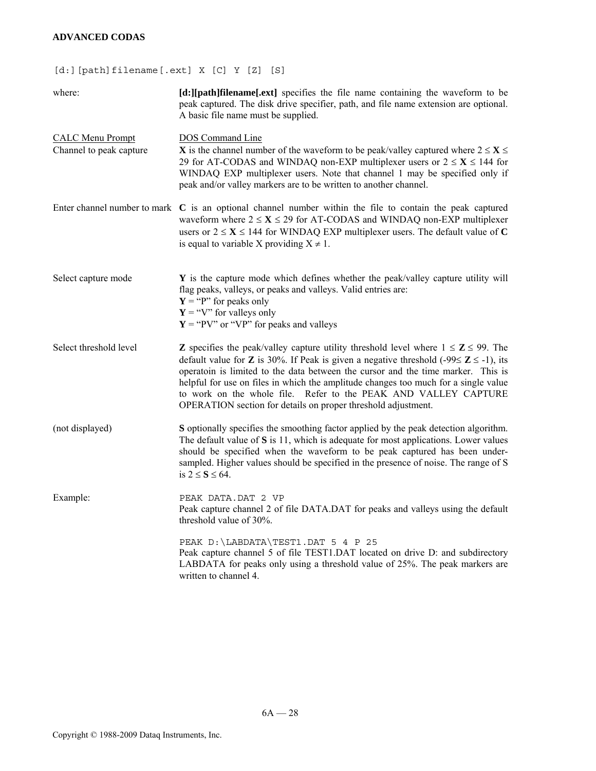```
[d:][path]filename[.ext] X [C] Y [Z] [S]
```

where: **[d:][path]filename[.ext]** specifies the file name containing the waveform to be peak captured. The disk drive specifier, path, and file name extension are optional. A basic file name must be supplied.

| CALC Menu Prompt | DOS Command Line |
|---|---|
| Channel to peak capture | **X** is the channel number of the waveform to be peak/valley captured where $2 \leq$ **X** $\leq 29$ for AT-CODAS and WINDAQ non-EXP multiplexer users or $2 \leq$ **X** $\leq 144$ for WINDAQ EXP multiplexer users. Note that channel 1 may be specified only if peak and/or valley markers are to be written to another channel. |
| Enter channel number to mark | **C** is an optional channel number within the file to contain the peak captured waveform where $2 \leq$ **X** $\leq 29$ for AT-CODAS and WINDAQ non-EXP multiplexer users or $2 \leq$ **X** $\leq 144$ for WINDAQ EXP multiplexer users. The default value of **C** is equal to variable X providing $X \neq 1$. |
| Select capture mode | **Y** is the capture mode which defines whether the peak/valley capture utility will flag peaks, valleys, or peaks and valleys. Valid entries are:<br>**Y** = "P" for peaks only<br>**Y** = "V" for valleys only<br>**Y** = "PV" or "VP" for peaks and valleys |
| Select threshold level | **Z** specifies the peak/valley capture utility threshold level where $1 \leq$ **Z** $\leq 99$. The default value for **Z** is 30%. If Peak is given a negative threshold ($-99 \leq$ **Z** $\leq -1$), its operatoin is limited to the data between the cursor and the time marker. This is helpful for use on files in which the amplitude changes too much for a single value to work on the whole file. Refer to the PEAK AND VALLEY CAPTURE OPERATION section for details on proper threshold adjustment. |
| (not displayed) | **S** optionally specifies the smoothing factor applied by the peak detection algorithm. The default value of **S** is 11, which is adequate for most applications. Lower values should be specified when the waveform to be peak captured has been under-sampled. Higher values should be specified in the presence of noise. The range of S is $2 \leq$ **S** $\leq 64$. |

Example:

```
PEAK DATA.DAT 2 VP
```

Peak capture channel 2 of file DATA.DAT for peaks and valleys using the default threshold value of 30%.

```
PEAK D:\LABDATA\TEST1.DAT 5 4 P 25
```

Peak capture channel 5 of file TEST1.DAT located on drive D: and subdirectory LABDATA for peaks only using a threshold value of 25%. The peak markers are written to channel 4.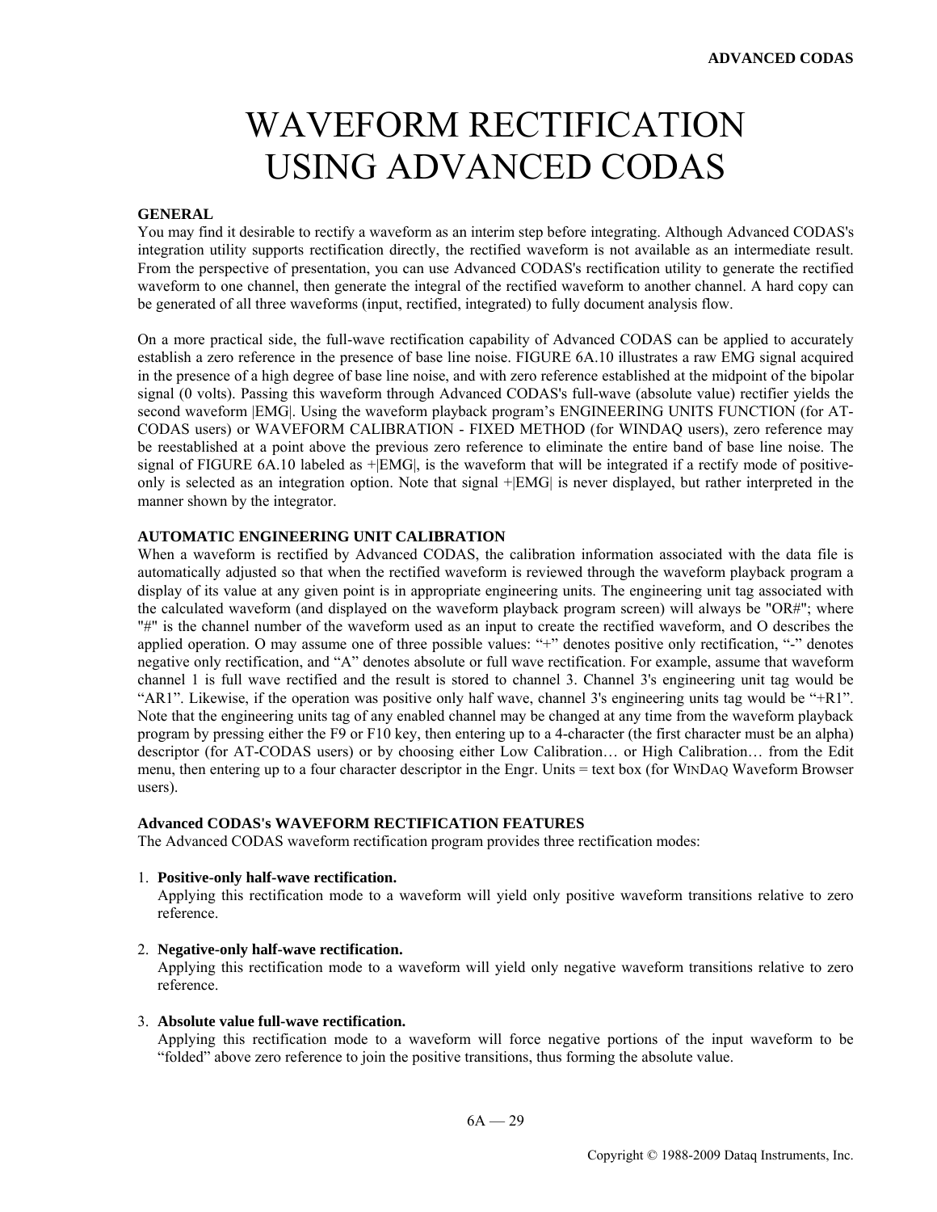# WAVEFORM RECTIFICATION USING ADVANCED CODAS

### GENERAL

You may find it desirable to rectify a waveform as an interim step before integrating. Although Advanced CODAS's integration utility supports rectification directly, the rectified waveform is not available as an intermediate result. From the perspective of presentation, you can use Advanced CODAS's rectification utility to generate the rectified waveform to one channel, then generate the integral of the rectified waveform to another channel. A hard copy can be generated of all three waveforms (input, rectified, integrated) to fully document analysis flow.

On a more practical side, the full-wave rectification capability of Advanced CODAS can be applied to accurately establish a zero reference in the presence of base line noise. FIGURE 6A.10 illustrates a raw EMG signal acquired in the presence of a high degree of base line noise, and with zero reference established at the midpoint of the bipolar signal (0 volts). Passing this waveform through Advanced CODAS's full-wave (absolute value) rectifier yields the second waveform |EMG|. Using the waveform playback program's ENGINEERING UNITS FUNCTION (for AT-CODAS users) or WAVEFORM CALIBRATION - FIXED METHOD (for WINDAQ users), zero reference may be reestablished at a point above the previous zero reference to eliminate the entire band of base line noise. The signal of FIGURE 6A.10 labeled as +|EMG|, is the waveform that will be integrated if a rectify mode of positive-only is selected as an integration option. Note that signal +|EMG| is never displayed, but rather interpreted in the manner shown by the integrator.

### AUTOMATIC ENGINEERING UNIT CALIBRATION

When a waveform is rectified by Advanced CODAS, the calibration information associated with the data file is automatically adjusted so that when the rectified waveform is reviewed through the waveform playback program a display of its value at any given point is in appropriate engineering units. The engineering unit tag associated with the calculated waveform (and displayed on the waveform playback program screen) will always be "OR#"; where "#" is the channel number of the waveform used as an input to create the rectified waveform, and O describes the applied operation. O may assume one of three possible values: "+" denotes positive only rectification, "-" denotes negative only rectification, and "A" denotes absolute or full wave rectification. For example, assume that waveform channel 1 is full wave rectified and the result is stored to channel 3. Channel 3's engineering unit tag would be "AR1". Likewise, if the operation was positive only half wave, channel 3's engineering units tag would be "+R1". Note that the engineering units tag of any enabled channel may be changed at any time from the waveform playback program by pressing either the F9 or F10 key, then entering up to a 4-character (the first character must be an alpha) descriptor (for AT-CODAS users) or by choosing either Low Calibration… or High Calibration… from the Edit menu, then entering up to a four character descriptor in the Engr. Units = text box (for WINDAQ Waveform Browser users).

### Advanced CODAS's WAVEFORM RECTIFICATION FEATURES

The Advanced CODAS waveform rectification program provides three rectification modes:

1. **Positive-only half-wave rectification.**
   Applying this rectification mode to a waveform will yield only positive waveform transitions relative to zero reference.

2. **Negative-only half-wave rectification.**
   Applying this rectification mode to a waveform will yield only negative waveform transitions relative to zero reference.

3. **Absolute value full-wave rectification.**
   Applying this rectification mode to a waveform will force negative portions of the input waveform to be "folded" above zero reference to join the positive transitions, thus forming the absolute value.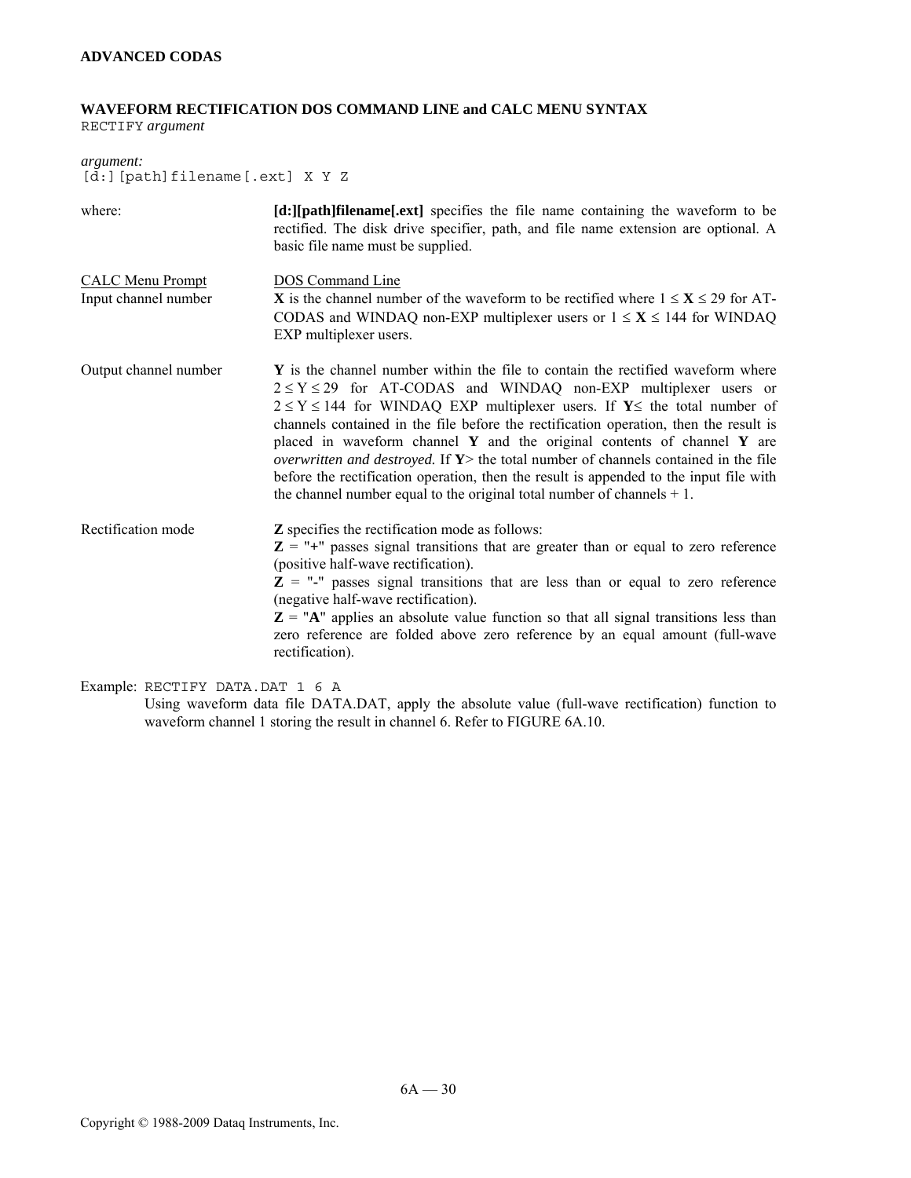## WAVEFORM RECTIFICATION DOS COMMAND LINE and CALC MENU SYNTAX

RECTIFY *argument*

*argument:*

```
[d:][path]filename[.ext] X Y Z
```

where: **[d:][path]filename[.ext]** specifies the file name containing the waveform to be rectified. The disk drive specifier, path, and file name extension are optional. A basic file name must be supplied.

| CALC Menu Prompt | DOS Command Line |
|---|---|
| Input channel number | **X** is the channel number of the waveform to be rectified where $1 \leq$ **X** $\leq 29$ for AT-CODAS and WINDAQ non-EXP multiplexer users or $1 \leq$ **X** $\leq 144$ for WINDAQ EXP multiplexer users. |
| Output channel number | **Y** is the channel number within the file to contain the rectified waveform where $2 \leq Y \leq 29$ for AT-CODAS and WINDAQ non-EXP multiplexer users or $2 \leq Y \leq 144$ for WINDAQ EXP multiplexer users. If **Y**≤ the total number of channels contained in the file before the rectification operation, then the result is placed in waveform channel **Y** and the original contents of channel **Y** are *overwritten and destroyed.* If **Y**> the total number of channels contained in the file before the rectification operation, then the result is appended to the input file with the channel number equal to the original total number of channels + 1. |
| Rectification mode | **Z** specifies the rectification mode as follows:<br>**Z** = "**+**" passes signal transitions that are greater than or equal to zero reference (positive half-wave rectification).<br>**Z** = "**-**" passes signal transitions that are less than or equal to zero reference (negative half-wave rectification).<br>**Z** = "**A**" applies an absolute value function so that all signal transitions less than zero reference are folded above zero reference by an equal amount (full-wave rectification). |

Example: `RECTIFY DATA.DAT 1 6 A`

Using waveform data file DATA.DAT, apply the absolute value (full-wave rectification) function to waveform channel 1 storing the result in channel 6. Refer to FIGURE 6A.10.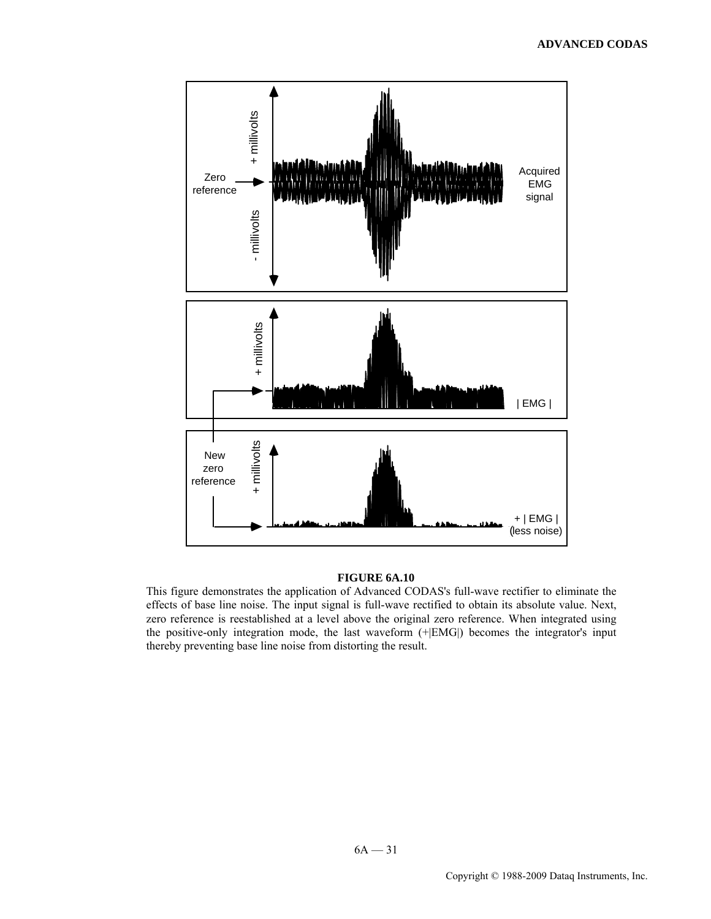**FIGURE 6A.10**

This figure demonstrates the application of Advanced CODAS's full-wave rectifier to eliminate the effects of base line noise. The input signal is full-wave rectified to obtain its absolute value. Next, zero reference is reestablished at a level above the original zero reference. When integrated using the positive-only integration mode, the last waveform (+|EMG|) becomes the integrator's input thereby preventing base line noise from distorting the result.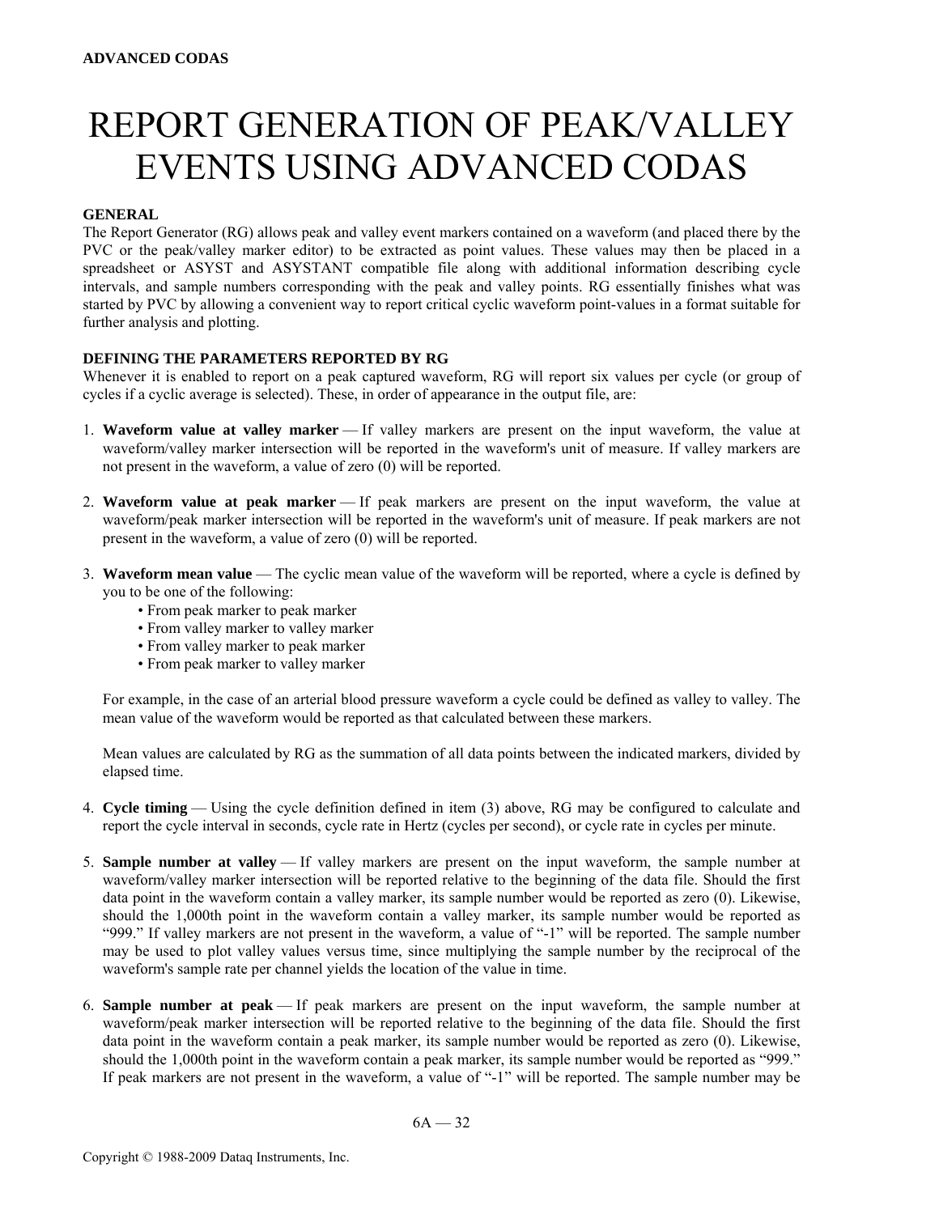# REPORT GENERATION OF PEAK/VALLEY EVENTS USING ADVANCED CODAS

**GENERAL**

The Report Generator (RG) allows peak and valley event markers contained on a waveform (and placed there by the PVC or the peak/valley marker editor) to be extracted as point values. These values may then be placed in a spreadsheet or ASYST and ASYSTANT compatible file along with additional information describing cycle intervals, and sample numbers corresponding with the peak and valley points. RG essentially finishes what was started by PVC by allowing a convenient way to report critical cyclic waveform point-values in a format suitable for further analysis and plotting.

**DEFINING THE PARAMETERS REPORTED BY RG**

Whenever it is enabled to report on a peak captured waveform, RG will report six values per cycle (or group of cycles if a cyclic average is selected). These, in order of appearance in the output file, are:

1. **Waveform value at valley marker** — If valley markers are present on the input waveform, the value at waveform/valley marker intersection will be reported in the waveform's unit of measure. If valley markers are not present in the waveform, a value of zero (0) will be reported.

2. **Waveform value at peak marker** — If peak markers are present on the input waveform, the value at waveform/peak marker intersection will be reported in the waveform's unit of measure. If peak markers are not present in the waveform, a value of zero (0) will be reported.

3. **Waveform mean value** — The cyclic mean value of the waveform will be reported, where a cycle is defined by you to be one of the following:
   - From peak marker to peak marker
   - From valley marker to valley marker
   - From valley marker to peak marker
   - From peak marker to valley marker

   For example, in the case of an arterial blood pressure waveform a cycle could be defined as valley to valley. The mean value of the waveform would be reported as that calculated between these markers.

   Mean values are calculated by RG as the summation of all data points between the indicated markers, divided by elapsed time.

4. **Cycle timing** — Using the cycle definition defined in item (3) above, RG may be configured to calculate and report the cycle interval in seconds, cycle rate in Hertz (cycles per second), or cycle rate in cycles per minute.

5. **Sample number at valley** — If valley markers are present on the input waveform, the sample number at waveform/valley marker intersection will be reported relative to the beginning of the data file. Should the first data point in the waveform contain a valley marker, its sample number would be reported as zero (0). Likewise, should the 1,000th point in the waveform contain a valley marker, its sample number would be reported as "999." If valley markers are not present in the waveform, a value of "-1" will be reported. The sample number may be used to plot valley values versus time, since multiplying the sample number by the reciprocal of the waveform's sample rate per channel yields the location of the value in time.

6. **Sample number at peak** — If peak markers are present on the input waveform, the sample number at waveform/peak marker intersection will be reported relative to the beginning of the data file. Should the first data point in the waveform contain a peak marker, its sample number would be reported as zero (0). Likewise, should the 1,000th point in the waveform contain a peak marker, its sample number would be reported as "999." If peak markers are not present in the waveform, a value of "-1" will be reported. The sample number may be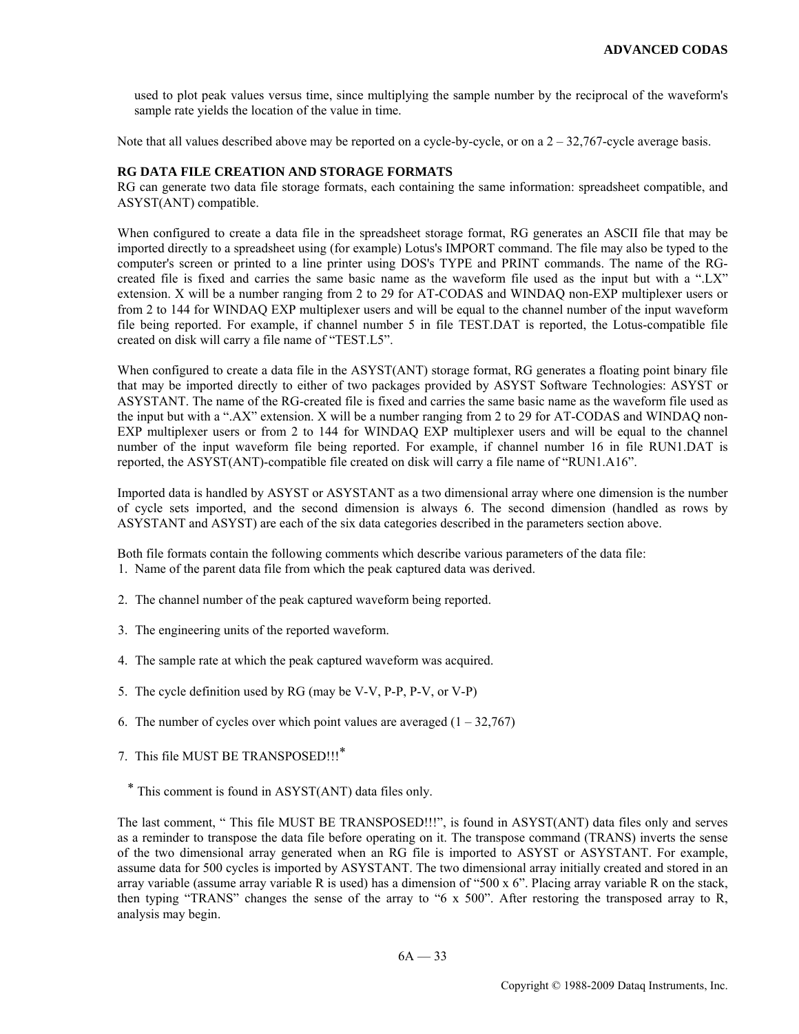used to plot peak values versus time, since multiplying the sample number by the reciprocal of the waveform's sample rate yields the location of the value in time.

Note that all values described above may be reported on a cycle-by-cycle, or on a 2 – 32,767-cycle average basis.

**RG DATA FILE CREATION AND STORAGE FORMATS**

RG can generate two data file storage formats, each containing the same information: spreadsheet compatible, and ASYST(ANT) compatible.

When configured to create a data file in the spreadsheet storage format, RG generates an ASCII file that may be imported directly to a spreadsheet using (for example) Lotus's IMPORT command. The file may also be typed to the computer's screen or printed to a line printer using DOS's TYPE and PRINT commands. The name of the RG-created file is fixed and carries the same basic name as the waveform file used as the input but with a ".LX" extension. X will be a number ranging from 2 to 29 for AT-CODAS and WINDAQ non-EXP multiplexer users or from 2 to 144 for WINDAQ EXP multiplexer users and will be equal to the channel number of the input waveform file being reported. For example, if channel number 5 in file TEST.DAT is reported, the Lotus-compatible file created on disk will carry a file name of "TEST.L5".

When configured to create a data file in the ASYST(ANT) storage format, RG generates a floating point binary file that may be imported directly to either of two packages provided by ASYST Software Technologies: ASYST or ASYSTANT. The name of the RG-created file is fixed and carries the same basic name as the waveform file used as the input but with a ".AX" extension. X will be a number ranging from 2 to 29 for AT-CODAS and WINDAQ non-EXP multiplexer users or from 2 to 144 for WINDAQ EXP multiplexer users and will be equal to the channel number of the input waveform file being reported. For example, if channel number 16 in file RUN1.DAT is reported, the ASYST(ANT)-compatible file created on disk will carry a file name of "RUN1.A16".

Imported data is handled by ASYST or ASYSTANT as a two dimensional array where one dimension is the number of cycle sets imported, and the second dimension is always 6. The second dimension (handled as rows by ASYSTANT and ASYST) are each of the six data categories described in the parameters section above.

Both file formats contain the following comments which describe various parameters of the data file:

1. Name of the parent data file from which the peak captured data was derived.

2. The channel number of the peak captured waveform being reported.

3. The engineering units of the reported waveform.

4. The sample rate at which the peak captured waveform was acquired.

5. The cycle definition used by RG (may be V-V, P-P, P-V, or V-P)

6. The number of cycles over which point values are averaged (1 – 32,767)

7. This file MUST BE TRANSPOSED!!!*

\* This comment is found in ASYST(ANT) data files only.

The last comment, " This file MUST BE TRANSPOSED!!!", is found in ASYST(ANT) data files only and serves as a reminder to transpose the data file before operating on it. The transpose command (TRANS) inverts the sense of the two dimensional array generated when an RG file is imported to ASYST or ASYSTANT. For example, assume data for 500 cycles is imported by ASYSTANT. The two dimensional array initially created and stored in an array variable (assume array variable R is used) has a dimension of "500 x 6". Placing array variable R on the stack, then typing "TRANS" changes the sense of the array to "6 x 500". After restoring the transposed array to R, analysis may begin.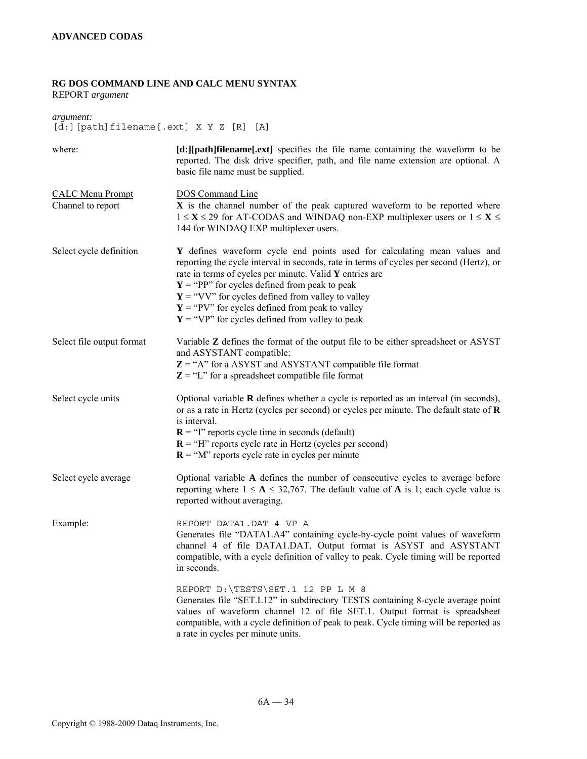### RG DOS COMMAND LINE AND CALC MENU SYNTAX

REPORT *argument*

*argument:*

```
[d:][path]filename[.ext] X Y Z [R] [A]
```

where: **[d:][path]filename[.ext]** specifies the file name containing the waveform to be reported. The disk drive specifier, path, and file name extension are optional. A basic file name must be supplied.

| CALC Menu Prompt | DOS Command Line |
|---|---|
| Channel to report | **X** is the channel number of the peak captured waveform to be reported where 1 ≤ **X** ≤ 29 for AT-CODAS and WINDAQ non-EXP multiplexer users or 1 ≤ **X** ≤ 144 for WINDAQ EXP multiplexer users. |
| Select cycle definition | **Y** defines waveform cycle end points used for calculating mean values and reporting the cycle interval in seconds, rate in terms of cycles per second (Hertz), or rate in terms of cycles per minute. Valid **Y** entries are<br>**Y** = "PP" for cycles defined from peak to peak<br>**Y** = "VV" for cycles defined from valley to valley<br>**Y** = "PV" for cycles defined from peak to valley<br>**Y** = "VP" for cycles defined from valley to peak |
| Select file output format | Variable **Z** defines the format of the output file to be either spreadsheet or ASYST and ASYSTANT compatible:<br>**Z** = "A" for a ASYST and ASYSTANT compatible file format<br>**Z** = "L" for a spreadsheet compatible file format |
| Select cycle units | Optional variable **R** defines whether a cycle is reported as an interval (in seconds), or as a rate in Hertz (cycles per second) or cycles per minute. The default state of **R** is interval.<br>**R** = "I" reports cycle time in seconds (default)<br>**R** = "H" reports cycle rate in Hertz (cycles per second)<br>**R** = "M" reports cycle rate in cycles per minute |
| Select cycle average | Optional variable **A** defines the number of consecutive cycles to average before reporting where 1 ≤ **A** ≤ 32,767. The default value of **A** is 1; each cycle value is reported without averaging. |

Example:

```
REPORT DATA1.DAT 4 VP A
```

Generates file "DATA1.A4" containing cycle-by-cycle point values of waveform channel 4 of file DATA1.DAT. Output format is ASYST and ASYSTANT compatible, with a cycle definition of valley to peak. Cycle timing will be reported in seconds.

```
REPORT D:\TESTS\SET.1 12 PP L M 8
```

Generates file "SET.L12" in subdirectory TESTS containing 8-cycle average point values of waveform channel 12 of file SET.1. Output format is spreadsheet compatible, with a cycle definition of peak to peak. Cycle timing will be reported as a rate in cycles per minute units.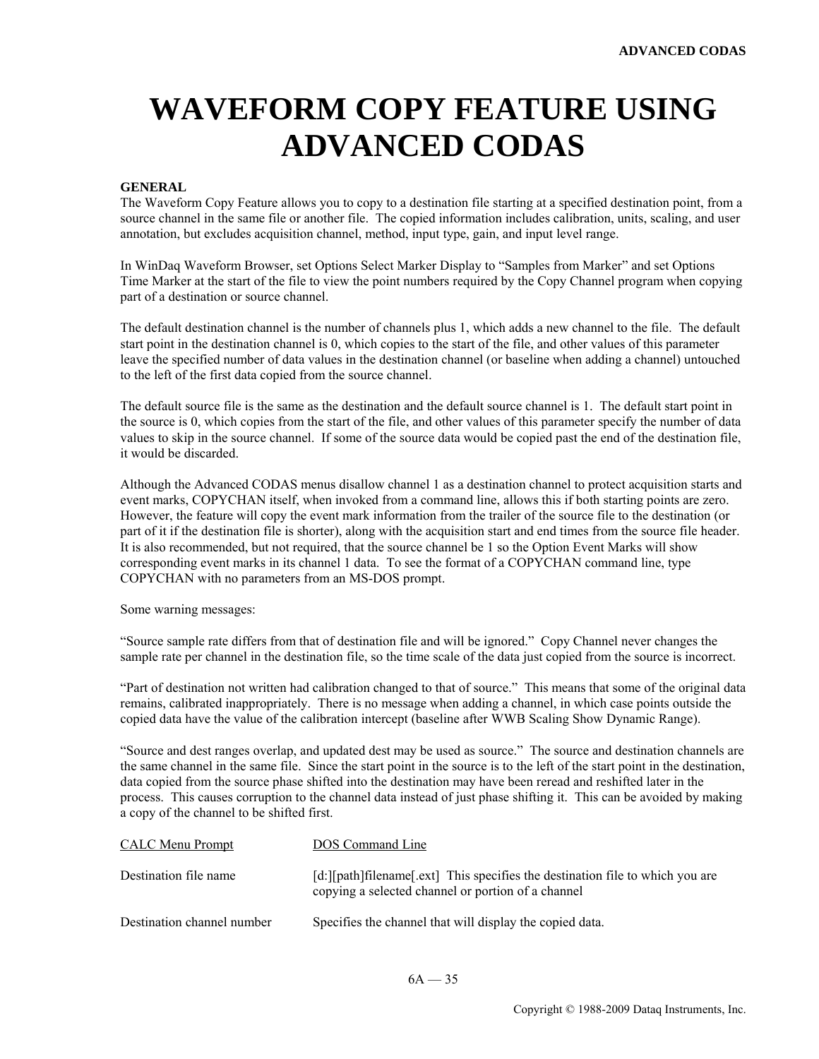# WAVEFORM COPY FEATURE USING ADVANCED CODAS

**GENERAL**

The Waveform Copy Feature allows you to copy to a destination file starting at a specified destination point, from a source channel in the same file or another file. The copied information includes calibration, units, scaling, and user annotation, but excludes acquisition channel, method, input type, gain, and input level range.

In WinDaq Waveform Browser, set Options Select Marker Display to "Samples from Marker" and set Options Time Marker at the start of the file to view the point numbers required by the Copy Channel program when copying part of a destination or source channel.

The default destination channel is the number of channels plus 1, which adds a new channel to the file. The default start point in the destination channel is 0, which copies to the start of the file, and other values of this parameter leave the specified number of data values in the destination channel (or baseline when adding a channel) untouched to the left of the first data copied from the source channel.

The default source file is the same as the destination and the default source channel is 1. The default start point in the source is 0, which copies from the start of the file, and other values of this parameter specify the number of data values to skip in the source channel. If some of the source data would be copied past the end of the destination file, it would be discarded.

Although the Advanced CODAS menus disallow channel 1 as a destination channel to protect acquisition starts and event marks, COPYCHAN itself, when invoked from a command line, allows this if both starting points are zero. However, the feature will copy the event mark information from the trailer of the source file to the destination (or part of it if the destination file is shorter), along with the acquisition start and end times from the source file header. It is also recommended, but not required, that the source channel be 1 so the Option Event Marks will show corresponding event marks in its channel 1 data. To see the format of a COPYCHAN command line, type COPYCHAN with no parameters from an MS-DOS prompt.

Some warning messages:

"Source sample rate differs from that of destination file and will be ignored." Copy Channel never changes the sample rate per channel in the destination file, so the time scale of the data just copied from the source is incorrect.

"Part of destination not written had calibration changed to that of source." This means that some of the original data remains, calibrated inappropriately. There is no message when adding a channel, in which case points outside the copied data have the value of the calibration intercept (baseline after WWB Scaling Show Dynamic Range).

"Source and dest ranges overlap, and updated dest may be used as source." The source and destination channels are the same channel in the same file. Since the start point in the source is to the left of the start point in the destination, data copied from the source phase shifted into the destination may have been reread and reshifted later in the process. This causes corruption to the channel data instead of just phase shifting it. This can be avoided by making a copy of the channel to be shifted first.

| CALC Menu Prompt | DOS Command Line |
|---|---|
| Destination file name | [d:][path]filename[.ext] This specifies the destination file to which you are copying a selected channel or portion of a channel |
| Destination channel number | Specifies the channel that will display the copied data. |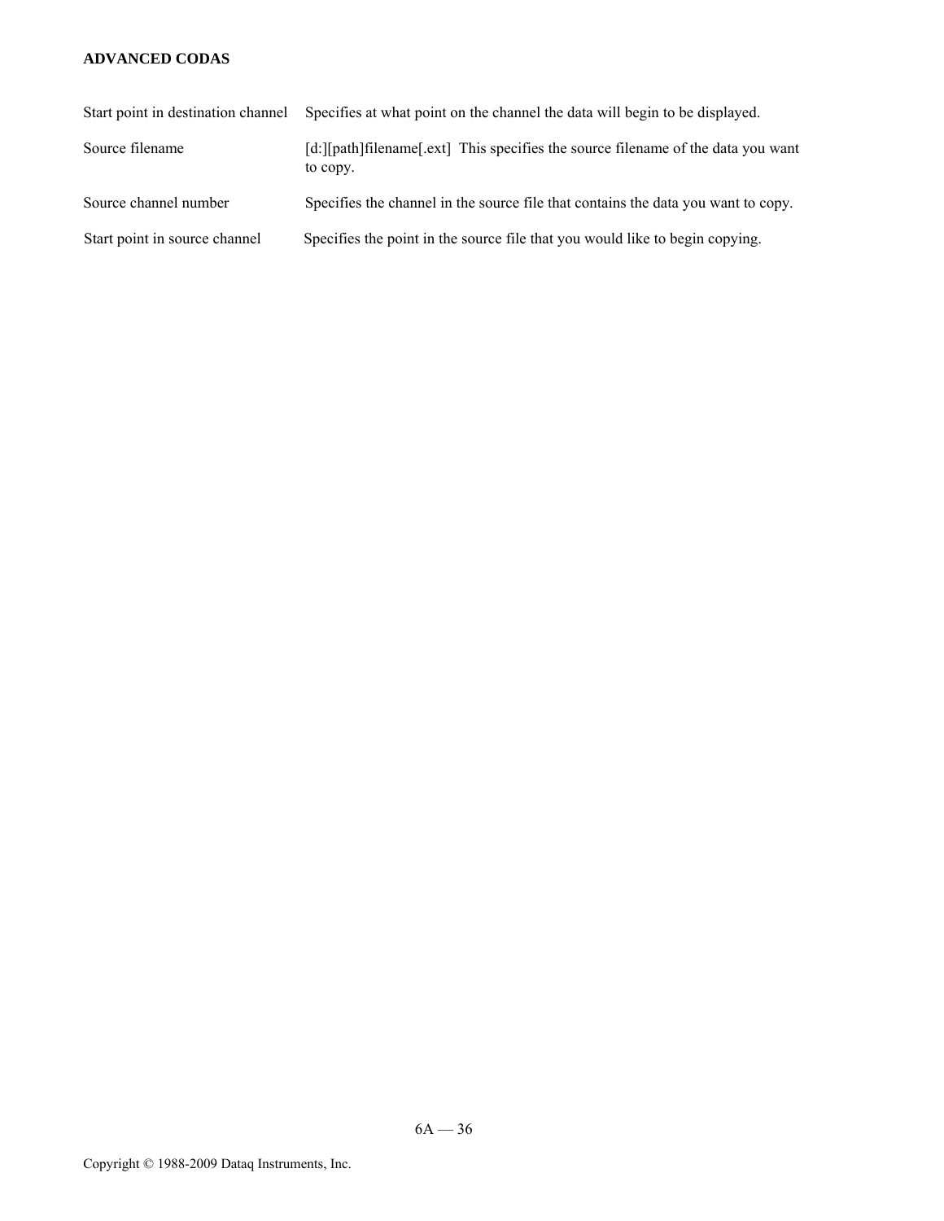| | |
|---|---|
| Start point in destination channel | Specifies at what point on the channel the data will begin to be displayed. |
| Source filename | [d:][path]filename[.ext] This specifies the source filename of the data you want to copy. |
| Source channel number | Specifies the channel in the source file that contains the data you want to copy. |
| Start point in source channel | Specifies the point in the source file that you would like to begin copying. |